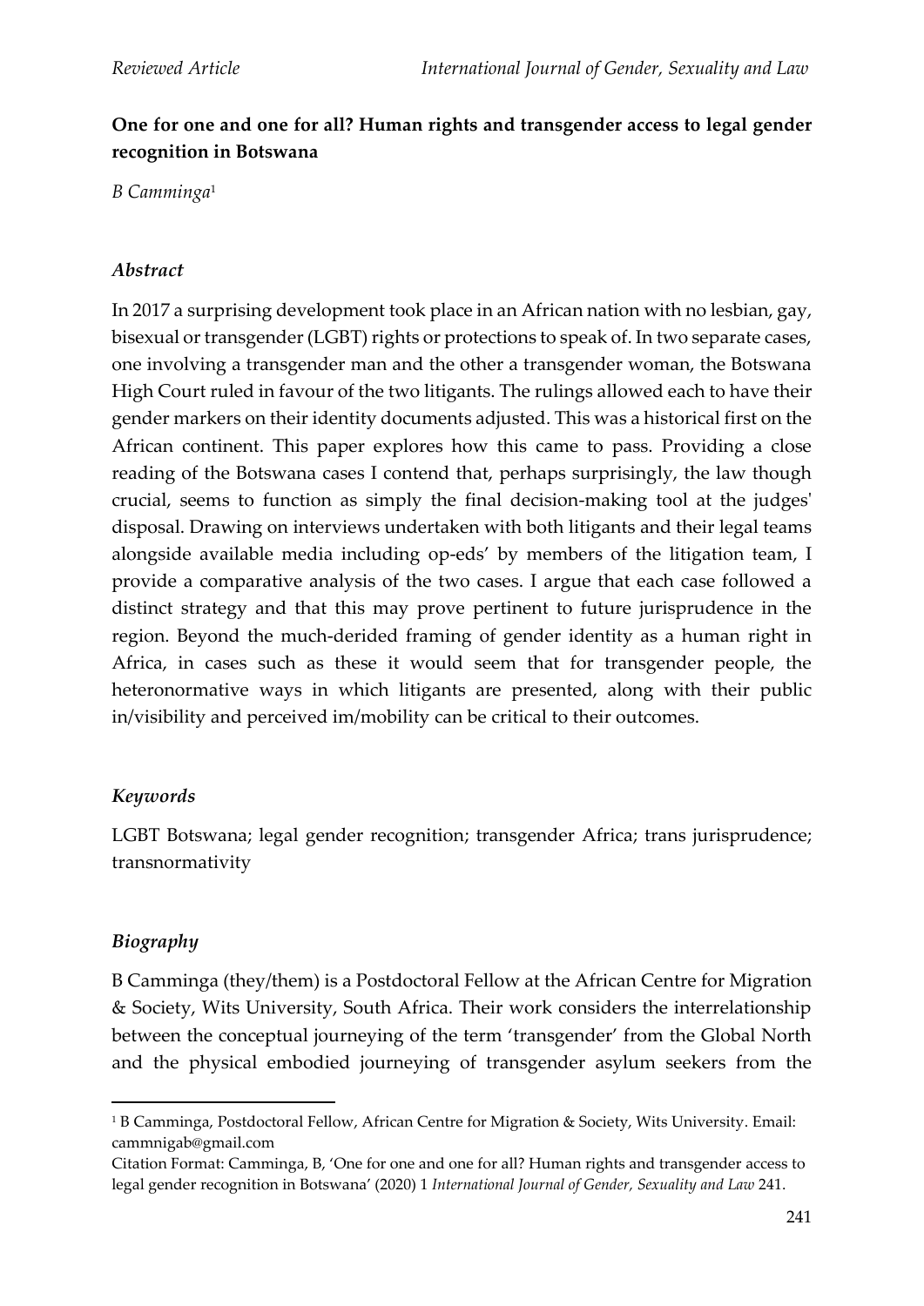**One for one and one for all? Human rights and transgender access to legal gender recognition in Botswana**

*B Camminga*[1]

### *Abstract*

In 2017 a surprising development took place in an African nation with no lesbian, gay, bisexual or transgender (LGBT) rights or protections to speak of. In two separate cases, one involving a transgender man and the other a transgender woman, the Botswana High Court ruled in favour of the two litigants. The rulings allowed each to have their gender markers on their identity documents adjusted. This was a historical first on the African continent. This paper explores how this came to pass. Providing a close reading of the Botswana cases I contend that, perhaps surprisingly, the law though crucial, seems to function as simply the final decision-making tool at the judges' disposal. Drawing on interviews undertaken with both litigants and their legal teams alongside available media including op-eds' by members of the litigation team, I provide a comparative analysis of the two cases. I argue that each case followed a distinct strategy and that this may prove pertinent to future jurisprudence in the region. Beyond the much-derided framing of gender identity as a human right in Africa, in cases such as these it would seem that for transgender people, the heteronormative ways in which litigants are presented, along with their public in/visibility and perceived im/mobility can be critical to their outcomes.

### *Keywords*

LGBT Botswana; legal gender recognition; transgender Africa; trans jurisprudence; transnormativity

### *Biography*

B Camminga (they/them) is a Postdoctoral Fellow at the African Centre for Migration & Society, Wits University, South Africa. Their work considers the interrelationship between the conceptual journeying of the term 'transgender' from the Global North and the physical embodied journeying of transgender asylum seekers from the

---

[1] B Camminga, Postdoctoral Fellow, African Centre for Migration & Society, Wits University. Email: cammnigab@gmail.com

Citation Format: Camminga, B, 'One for one and one for all? Human rights and transgender access to legal gender recognition in Botswana' (2020) 1 *International Journal of Gender, Sexuality and Law* 241.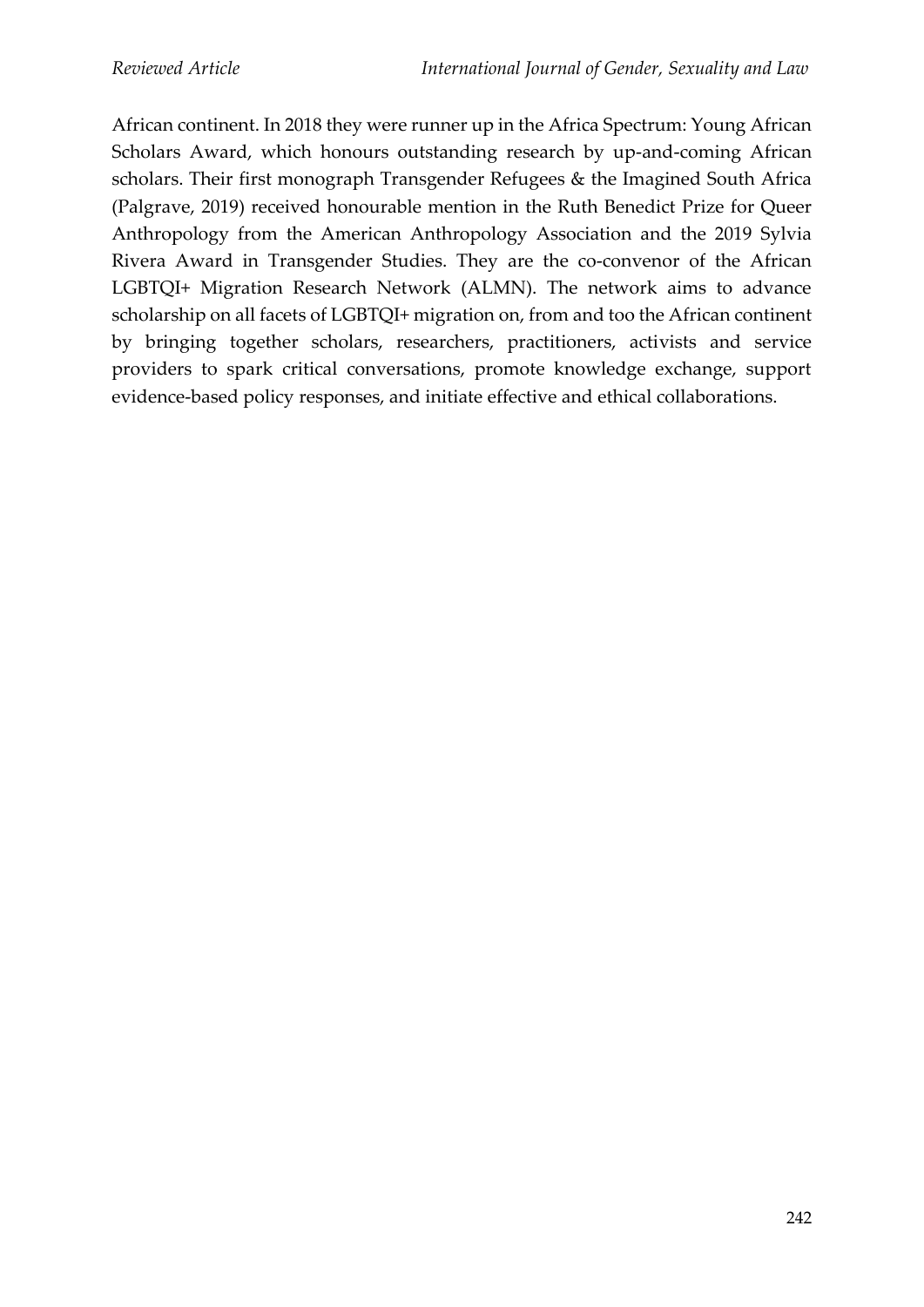African continent. In 2018 they were runner up in the Africa Spectrum: Young African Scholars Award, which honours outstanding research by up-and-coming African scholars. Their first monograph Transgender Refugees & the Imagined South Africa (Palgrave, 2019) received honourable mention in the Ruth Benedict Prize for Queer Anthropology from the American Anthropology Association and the 2019 Sylvia Rivera Award in Transgender Studies. They are the co-convenor of the African LGBTQI+ Migration Research Network (ALMN). The network aims to advance scholarship on all facets of LGBTQI+ migration on, from and too the African continent by bringing together scholars, researchers, practitioners, activists and service providers to spark critical conversations, promote knowledge exchange, support evidence-based policy responses, and initiate effective and ethical collaborations.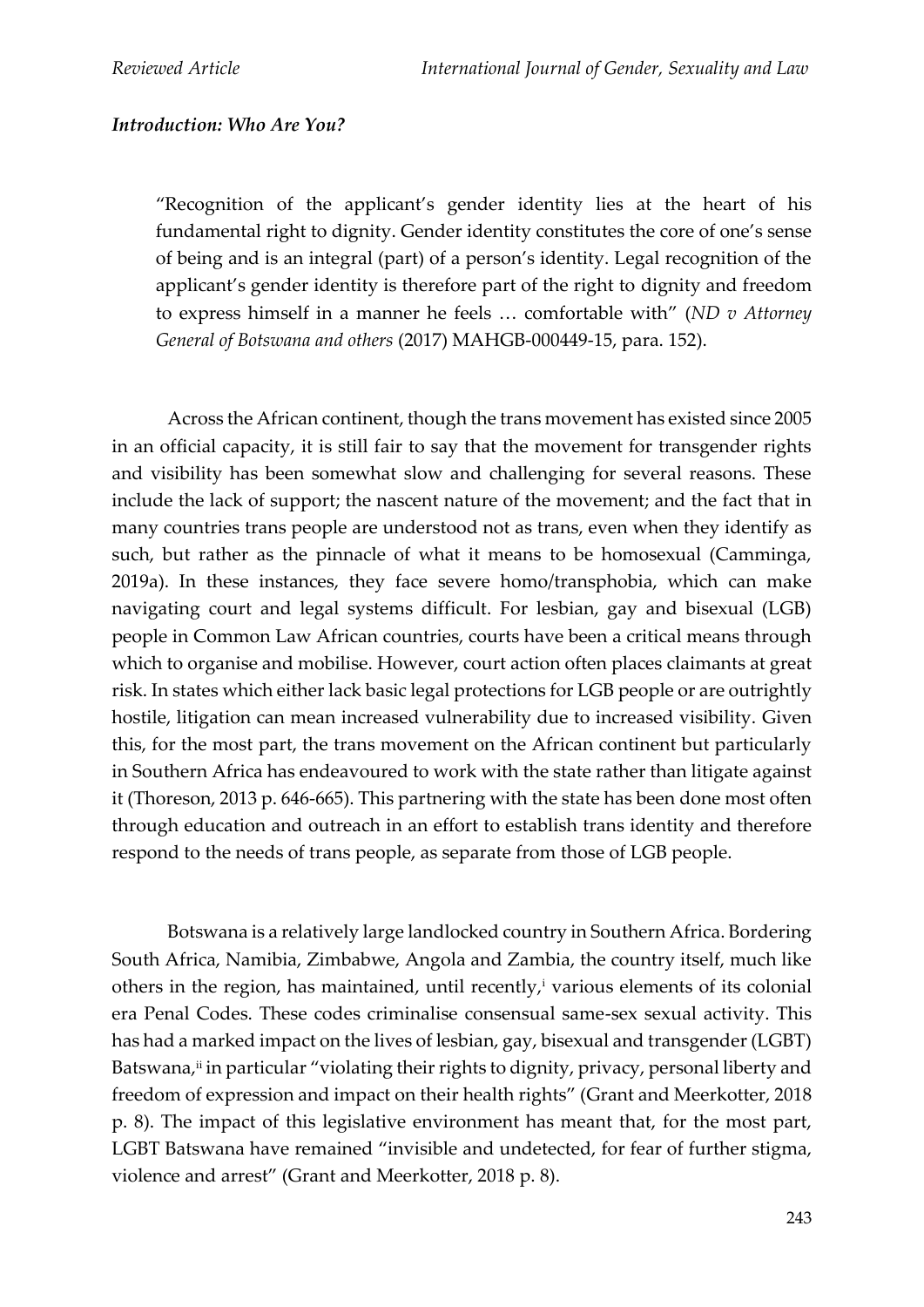### *Introduction: Who Are You?*

> "Recognition of the applicant's gender identity lies at the heart of his fundamental right to dignity. Gender identity constitutes the core of one's sense of being and is an integral (part) of a person's identity. Legal recognition of the applicant's gender identity is therefore part of the right to dignity and freedom to express himself in a manner he feels … comfortable with" (*ND v Attorney General of Botswana and others* (2017) MAHGB-000449-15, para. 152).

Across the African continent, though the trans movement has existed since 2005 in an official capacity, it is still fair to say that the movement for transgender rights and visibility has been somewhat slow and challenging for several reasons. These include the lack of support; the nascent nature of the movement; and the fact that in many countries trans people are understood not as trans, even when they identify as such, but rather as the pinnacle of what it means to be homosexual (Camminga, 2019a). In these instances, they face severe homo/transphobia, which can make navigating court and legal systems difficult. For lesbian, gay and bisexual (LGB) people in Common Law African countries, courts have been a critical means through which to organise and mobilise. However, court action often places claimants at great risk. In states which either lack basic legal protections for LGB people or are outrightly hostile, litigation can mean increased vulnerability due to increased visibility. Given this, for the most part, the trans movement on the African continent but particularly in Southern Africa has endeavoured to work with the state rather than litigate against it (Thoreson, 2013 p. 646-665). This partnering with the state has been done most often through education and outreach in an effort to establish trans identity and therefore respond to the needs of trans people, as separate from those of LGB people.

Botswana is a relatively large landlocked country in Southern Africa. Bordering South Africa, Namibia, Zimbabwe, Angola and Zambia, the country itself, much like others in the region, has maintained, until recently,[i] various elements of its colonial era Penal Codes. These codes criminalise consensual same-sex sexual activity. This has had a marked impact on the lives of lesbian, gay, bisexual and transgender (LGBT) Batswana,[ii] in particular "violating their rights to dignity, privacy, personal liberty and freedom of expression and impact on their health rights" (Grant and Meerkotter, 2018 p. 8). The impact of this legislative environment has meant that, for the most part, LGBT Batswana have remained "invisible and undetected, for fear of further stigma, violence and arrest" (Grant and Meerkotter, 2018 p. 8).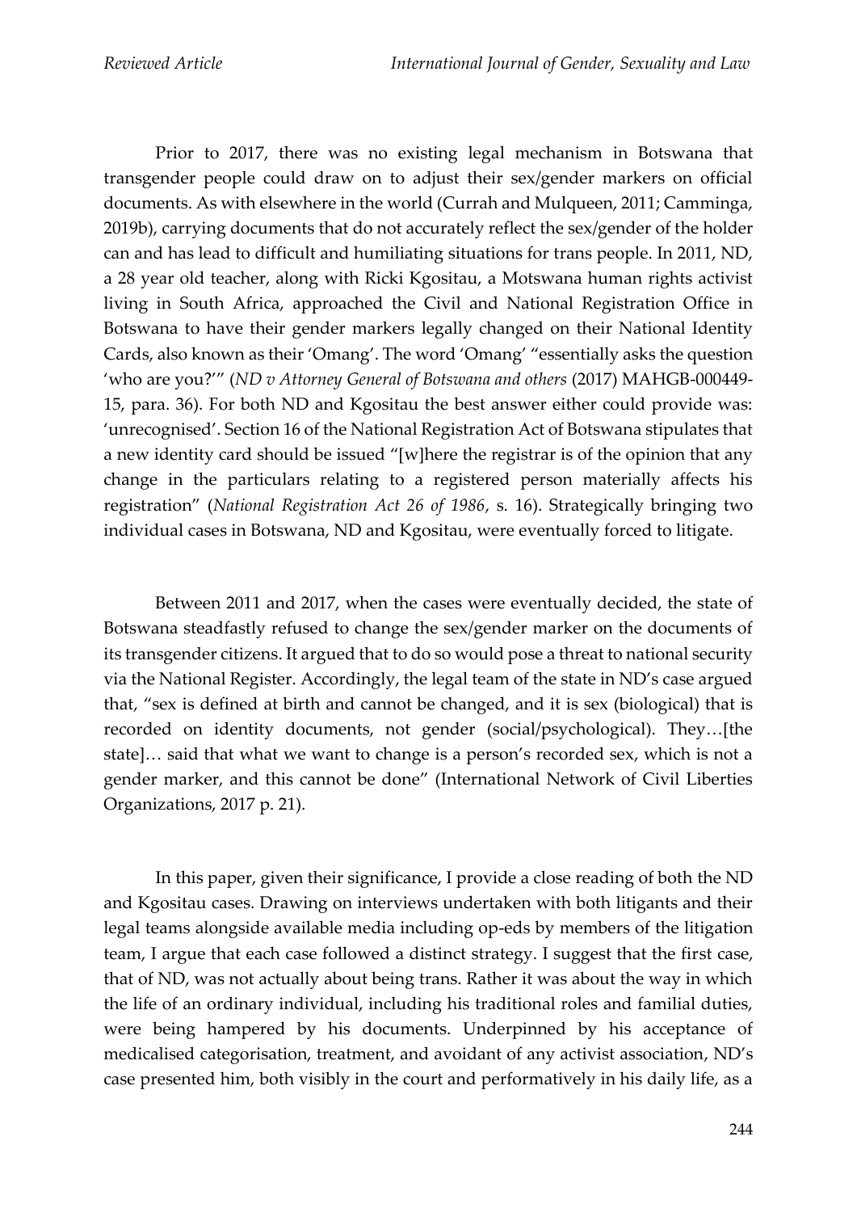Prior to 2017, there was no existing legal mechanism in Botswana that transgender people could draw on to adjust their sex/gender markers on official documents. As with elsewhere in the world (Currah and Mulqueen, 2011; Camminga, 2019b), carrying documents that do not accurately reflect the sex/gender of the holder can and has lead to difficult and humiliating situations for trans people. In 2011, ND, a 28 year old teacher, along with Ricki Kgositau, a Motswana human rights activist living in South Africa, approached the Civil and National Registration Office in Botswana to have their gender markers legally changed on their National Identity Cards, also known as their 'Omang'. The word 'Omang' "essentially asks the question 'who are you?'" (*ND v Attorney General of Botswana and others* (2017) MAHGB-000449-15, para. 36). For both ND and Kgositau the best answer either could provide was: 'unrecognised'. Section 16 of the National Registration Act of Botswana stipulates that a new identity card should be issued "[w]here the registrar is of the opinion that any change in the particulars relating to a registered person materially affects his registration" (*National Registration Act 26 of 1986*, s. 16). Strategically bringing two individual cases in Botswana, ND and Kgositau, were eventually forced to litigate.

Between 2011 and 2017, when the cases were eventually decided, the state of Botswana steadfastly refused to change the sex/gender marker on the documents of its transgender citizens. It argued that to do so would pose a threat to national security via the National Register. Accordingly, the legal team of the state in ND's case argued that, "sex is defined at birth and cannot be changed, and it is sex (biological) that is recorded on identity documents, not gender (social/psychological). They…[the state]… said that what we want to change is a person's recorded sex, which is not a gender marker, and this cannot be done" (International Network of Civil Liberties Organizations, 2017 p. 21).

In this paper, given their significance, I provide a close reading of both the ND and Kgositau cases. Drawing on interviews undertaken with both litigants and their legal teams alongside available media including op-eds by members of the litigation team, I argue that each case followed a distinct strategy. I suggest that the first case, that of ND, was not actually about being trans. Rather it was about the way in which the life of an ordinary individual, including his traditional roles and familial duties, were being hampered by his documents. Underpinned by his acceptance of medicalised categorisation, treatment, and avoidant of any activist association, ND's case presented him, both visibly in the court and performatively in his daily life, as a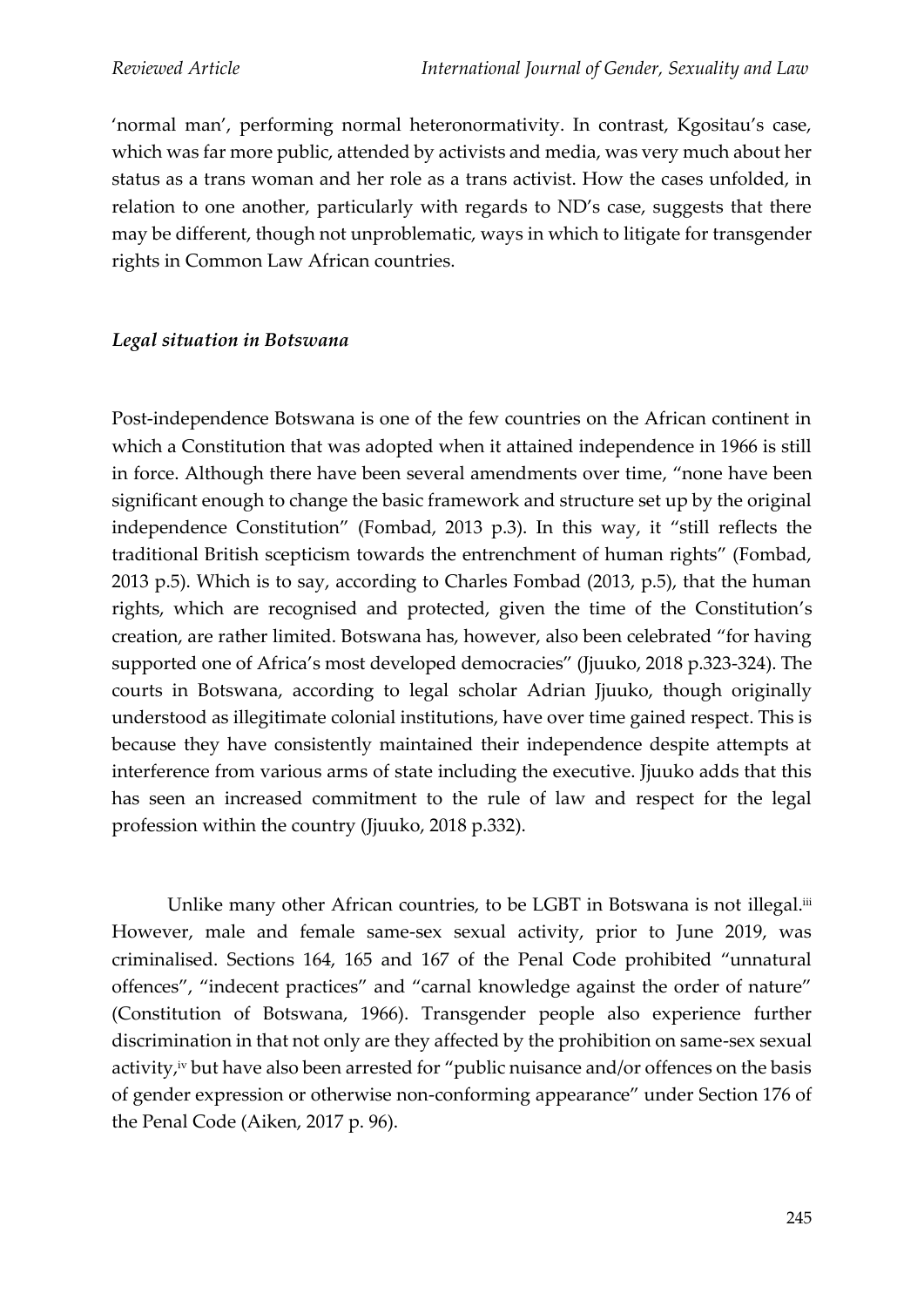'normal man', performing normal heteronormativity. In contrast, Kgositau's case, which was far more public, attended by activists and media, was very much about her status as a trans woman and her role as a trans activist. How the cases unfolded, in relation to one another, particularly with regards to ND's case, suggests that there may be different, though not unproblematic, ways in which to litigate for transgender rights in Common Law African countries.

### *Legal situation in Botswana*

Post-independence Botswana is one of the few countries on the African continent in which a Constitution that was adopted when it attained independence in 1966 is still in force. Although there have been several amendments over time, "none have been significant enough to change the basic framework and structure set up by the original independence Constitution" (Fombad, 2013 p.3). In this way, it "still reflects the traditional British scepticism towards the entrenchment of human rights" (Fombad, 2013 p.5). Which is to say, according to Charles Fombad (2013, p.5), that the human rights, which are recognised and protected, given the time of the Constitution's creation, are rather limited. Botswana has, however, also been celebrated "for having supported one of Africa's most developed democracies" (Jjuuko, 2018 p.323-324). The courts in Botswana, according to legal scholar Adrian Jjuuko, though originally understood as illegitimate colonial institutions, have over time gained respect. This is because they have consistently maintained their independence despite attempts at interference from various arms of state including the executive. Jjuuko adds that this has seen an increased commitment to the rule of law and respect for the legal profession within the country (Jjuuko, 2018 p.332).

Unlike many other African countries, to be LGBT in Botswana is not illegal.[iii] However, male and female same-sex sexual activity, prior to June 2019, was criminalised. Sections 164, 165 and 167 of the Penal Code prohibited "unnatural offences", "indecent practices" and "carnal knowledge against the order of nature" (Constitution of Botswana, 1966). Transgender people also experience further discrimination in that not only are they affected by the prohibition on same-sex sexual activity,[iv] but have also been arrested for "public nuisance and/or offences on the basis of gender expression or otherwise non-conforming appearance" under Section 176 of the Penal Code (Aiken, 2017 p. 96).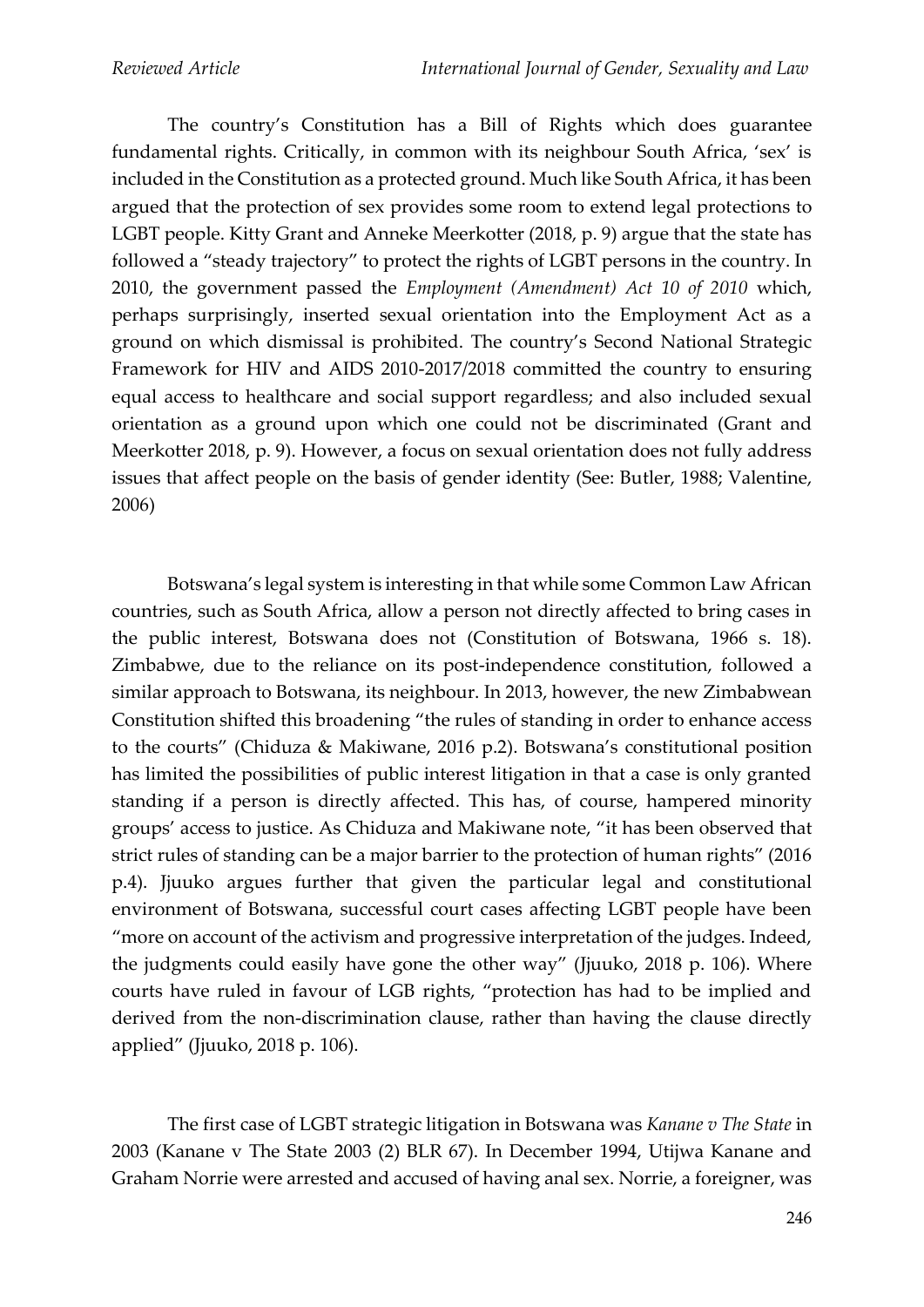The country's Constitution has a Bill of Rights which does guarantee fundamental rights. Critically, in common with its neighbour South Africa, 'sex' is included in the Constitution as a protected ground. Much like South Africa, it has been argued that the protection of sex provides some room to extend legal protections to LGBT people. Kitty Grant and Anneke Meerkotter (2018, p. 9) argue that the state has followed a "steady trajectory" to protect the rights of LGBT persons in the country. In 2010, the government passed the *Employment (Amendment) Act 10 of 2010* which, perhaps surprisingly, inserted sexual orientation into the Employment Act as a ground on which dismissal is prohibited. The country's Second National Strategic Framework for HIV and AIDS 2010-2017/2018 committed the country to ensuring equal access to healthcare and social support regardless; and also included sexual orientation as a ground upon which one could not be discriminated (Grant and Meerkotter 2018, p. 9). However, a focus on sexual orientation does not fully address issues that affect people on the basis of gender identity (See: Butler, 1988; Valentine, 2006)

Botswana's legal system is interesting in that while some Common Law African countries, such as South Africa, allow a person not directly affected to bring cases in the public interest, Botswana does not (Constitution of Botswana, 1966 s. 18). Zimbabwe, due to the reliance on its post-independence constitution, followed a similar approach to Botswana, its neighbour. In 2013, however, the new Zimbabwean Constitution shifted this broadening "the rules of standing in order to enhance access to the courts" (Chiduza & Makiwane, 2016 p.2). Botswana's constitutional position has limited the possibilities of public interest litigation in that a case is only granted standing if a person is directly affected. This has, of course, hampered minority groups' access to justice. As Chiduza and Makiwane note, "it has been observed that strict rules of standing can be a major barrier to the protection of human rights" (2016 p.4). Jjuuko argues further that given the particular legal and constitutional environment of Botswana, successful court cases affecting LGBT people have been "more on account of the activism and progressive interpretation of the judges. Indeed, the judgments could easily have gone the other way" (Jjuuko, 2018 p. 106). Where courts have ruled in favour of LGB rights, "protection has had to be implied and derived from the non-discrimination clause, rather than having the clause directly applied" (Jjuuko, 2018 p. 106).

The first case of LGBT strategic litigation in Botswana was *Kanane v The State* in 2003 (Kanane v The State 2003 (2) BLR 67). In December 1994, Utijwa Kanane and Graham Norrie were arrested and accused of having anal sex. Norrie, a foreigner, was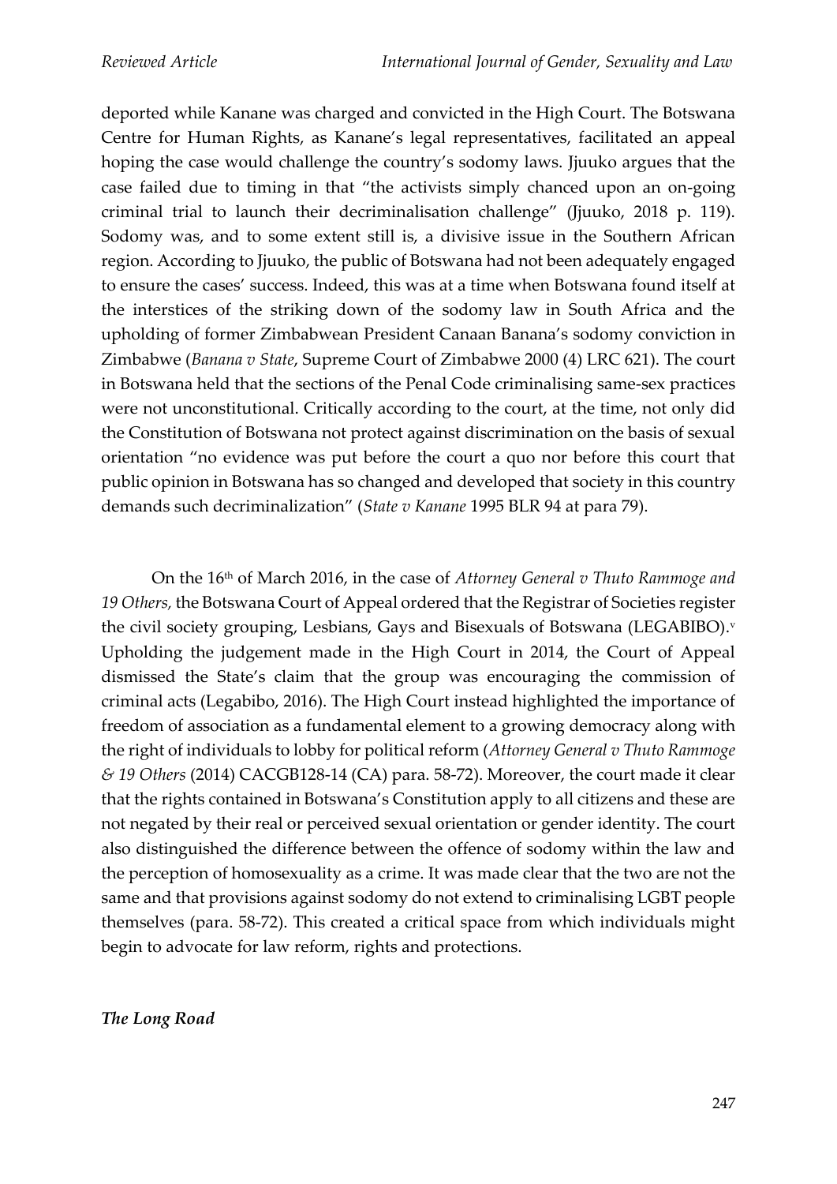deported while Kanane was charged and convicted in the High Court. The Botswana Centre for Human Rights, as Kanane's legal representatives, facilitated an appeal hoping the case would challenge the country's sodomy laws. Jjuuko argues that the case failed due to timing in that "the activists simply chanced upon an on-going criminal trial to launch their decriminalisation challenge" (Jjuuko, 2018 p. 119). Sodomy was, and to some extent still is, a divisive issue in the Southern African region. According to Jjuuko, the public of Botswana had not been adequately engaged to ensure the cases' success. Indeed, this was at a time when Botswana found itself at the interstices of the striking down of the sodomy law in South Africa and the upholding of former Zimbabwean President Canaan Banana's sodomy conviction in Zimbabwe (*Banana v State*, Supreme Court of Zimbabwe 2000 (4) LRC 621). The court in Botswana held that the sections of the Penal Code criminalising same-sex practices were not unconstitutional. Critically according to the court, at the time, not only did the Constitution of Botswana not protect against discrimination on the basis of sexual orientation "no evidence was put before the court a quo nor before this court that public opinion in Botswana has so changed and developed that society in this country demands such decriminalization" (*State v Kanane* 1995 BLR 94 at para 79).

On the 16th of March 2016, in the case of *Attorney General v Thuto Rammoge and 19 Others,* the Botswana Court of Appeal ordered that the Registrar of Societies register the civil society grouping, Lesbians, Gays and Bisexuals of Botswana (LEGABIBO).[v] Upholding the judgement made in the High Court in 2014, the Court of Appeal dismissed the State's claim that the group was encouraging the commission of criminal acts (Legabibo, 2016). The High Court instead highlighted the importance of freedom of association as a fundamental element to a growing democracy along with the right of individuals to lobby for political reform (*Attorney General v Thuto Rammoge & 19 Others* (2014) CACGB128-14 (CA) para. 58-72). Moreover, the court made it clear that the rights contained in Botswana's Constitution apply to all citizens and these are not negated by their real or perceived sexual orientation or gender identity. The court also distinguished the difference between the offence of sodomy within the law and the perception of homosexuality as a crime. It was made clear that the two are not the same and that provisions against sodomy do not extend to criminalising LGBT people themselves (para. 58-72). This created a critical space from which individuals might begin to advocate for law reform, rights and protections.

***The Long Road***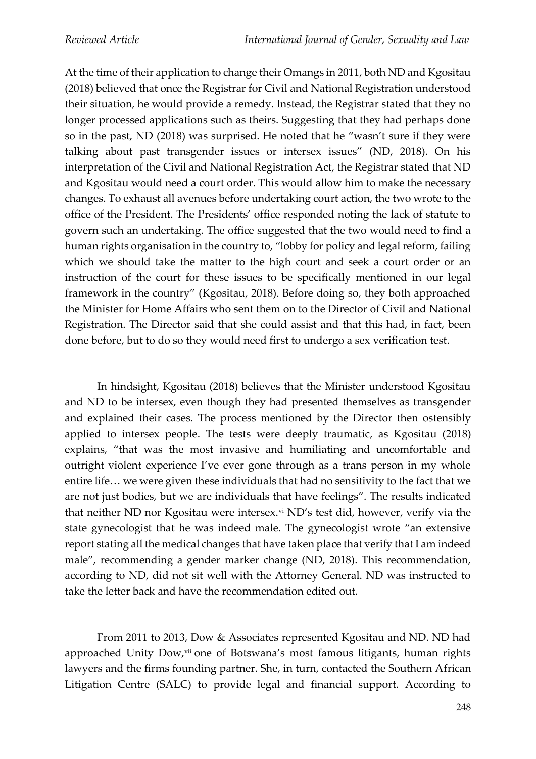At the time of their application to change their Omangs in 2011, both ND and Kgositau (2018) believed that once the Registrar for Civil and National Registration understood their situation, he would provide a remedy. Instead, the Registrar stated that they no longer processed applications such as theirs. Suggesting that they had perhaps done so in the past, ND (2018) was surprised. He noted that he "wasn't sure if they were talking about past transgender issues or intersex issues" (ND, 2018). On his interpretation of the Civil and National Registration Act, the Registrar stated that ND and Kgositau would need a court order. This would allow him to make the necessary changes. To exhaust all avenues before undertaking court action, the two wrote to the office of the President. The Presidents' office responded noting the lack of statute to govern such an undertaking. The office suggested that the two would need to find a human rights organisation in the country to, "lobby for policy and legal reform, failing which we should take the matter to the high court and seek a court order or an instruction of the court for these issues to be specifically mentioned in our legal framework in the country" (Kgositau, 2018). Before doing so, they both approached the Minister for Home Affairs who sent them on to the Director of Civil and National Registration. The Director said that she could assist and that this had, in fact, been done before, but to do so they would need first to undergo a sex verification test.

In hindsight, Kgositau (2018) believes that the Minister understood Kgositau and ND to be intersex, even though they had presented themselves as transgender and explained their cases. The process mentioned by the Director then ostensibly applied to intersex people. The tests were deeply traumatic, as Kgositau (2018) explains, "that was the most invasive and humiliating and uncomfortable and outright violent experience I've ever gone through as a trans person in my whole entire life… we were given these individuals that had no sensitivity to the fact that we are not just bodies, but we are individuals that have feelings". The results indicated that neither ND nor Kgositau were intersex.[vi] ND's test did, however, verify via the state gynecologist that he was indeed male. The gynecologist wrote "an extensive report stating all the medical changes that have taken place that verify that I am indeed male", recommending a gender marker change (ND, 2018). This recommendation, according to ND, did not sit well with the Attorney General. ND was instructed to take the letter back and have the recommendation edited out.

From 2011 to 2013, Dow & Associates represented Kgositau and ND. ND had approached Unity Dow,[vii] one of Botswana's most famous litigants, human rights lawyers and the firms founding partner. She, in turn, contacted the Southern African Litigation Centre (SALC) to provide legal and financial support. According to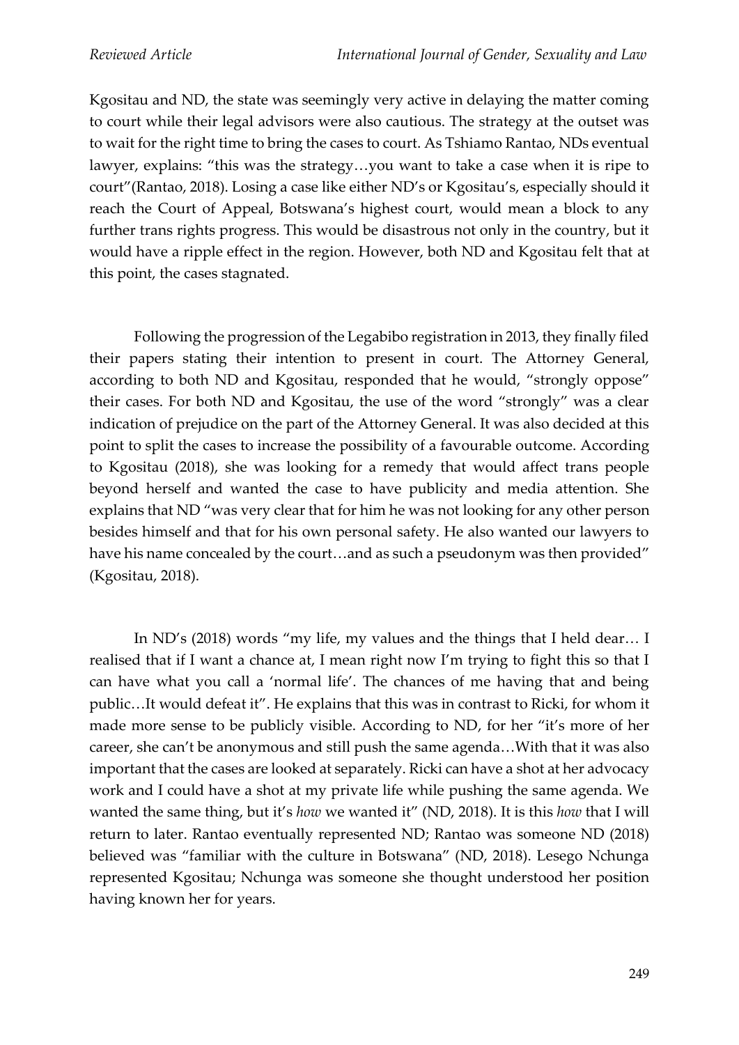Kgositau and ND, the state was seemingly very active in delaying the matter coming to court while their legal advisors were also cautious. The strategy at the outset was to wait for the right time to bring the cases to court. As Tshiamo Rantao, NDs eventual lawyer, explains: "this was the strategy…you want to take a case when it is ripe to court"(Rantao, 2018). Losing a case like either ND's or Kgositau's, especially should it reach the Court of Appeal, Botswana's highest court, would mean a block to any further trans rights progress. This would be disastrous not only in the country, but it would have a ripple effect in the region. However, both ND and Kgositau felt that at this point, the cases stagnated.

Following the progression of the Legabibo registration in 2013, they finally filed their papers stating their intention to present in court. The Attorney General, according to both ND and Kgositau, responded that he would, "strongly oppose" their cases. For both ND and Kgositau, the use of the word "strongly" was a clear indication of prejudice on the part of the Attorney General. It was also decided at this point to split the cases to increase the possibility of a favourable outcome. According to Kgositau (2018), she was looking for a remedy that would affect trans people beyond herself and wanted the case to have publicity and media attention. She explains that ND "was very clear that for him he was not looking for any other person besides himself and that for his own personal safety. He also wanted our lawyers to have his name concealed by the court…and as such a pseudonym was then provided" (Kgositau, 2018).

In ND's (2018) words "my life, my values and the things that I held dear… I realised that if I want a chance at, I mean right now I'm trying to fight this so that I can have what you call a 'normal life'. The chances of me having that and being public…It would defeat it". He explains that this was in contrast to Ricki, for whom it made more sense to be publicly visible. According to ND, for her "it's more of her career, she can't be anonymous and still push the same agenda…With that it was also important that the cases are looked at separately. Ricki can have a shot at her advocacy work and I could have a shot at my private life while pushing the same agenda. We wanted the same thing, but it's *how* we wanted it" (ND, 2018). It is this *how* that I will return to later. Rantao eventually represented ND; Rantao was someone ND (2018) believed was "familiar with the culture in Botswana" (ND, 2018). Lesego Nchunga represented Kgositau; Nchunga was someone she thought understood her position having known her for years.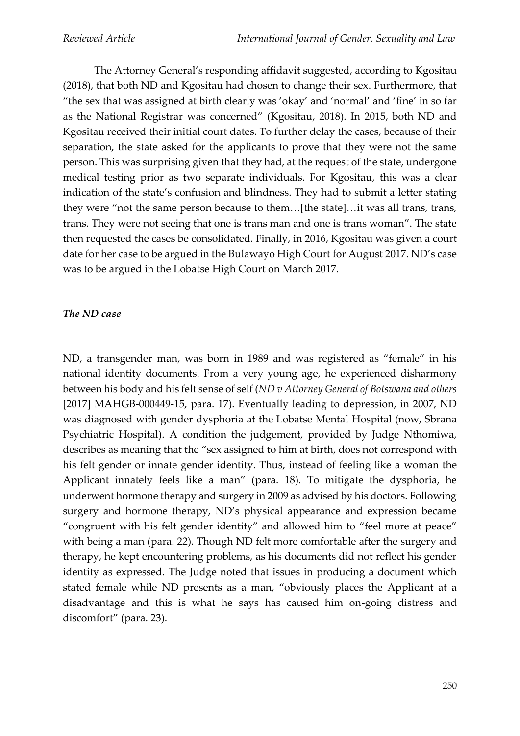The Attorney General's responding affidavit suggested, according to Kgositau (2018), that both ND and Kgositau had chosen to change their sex. Furthermore, that "the sex that was assigned at birth clearly was 'okay' and 'normal' and 'fine' in so far as the National Registrar was concerned" (Kgositau, 2018). In 2015, both ND and Kgositau received their initial court dates. To further delay the cases, because of their separation, the state asked for the applicants to prove that they were not the same person. This was surprising given that they had, at the request of the state, undergone medical testing prior as two separate individuals. For Kgositau, this was a clear indication of the state's confusion and blindness. They had to submit a letter stating they were "not the same person because to them…[the state]…it was all trans, trans, trans. They were not seeing that one is trans man and one is trans woman". The state then requested the cases be consolidated. Finally, in 2016, Kgositau was given a court date for her case to be argued in the Bulawayo High Court for August 2017. ND's case was to be argued in the Lobatse High Court on March 2017.

### *The ND case*

ND, a transgender man, was born in 1989 and was registered as "female" in his national identity documents. From a very young age, he experienced disharmony between his body and his felt sense of self (*ND v Attorney General of Botswana and others* [2017] MAHGB-000449-15, para. 17). Eventually leading to depression, in 2007, ND was diagnosed with gender dysphoria at the Lobatse Mental Hospital (now, Sbrana Psychiatric Hospital). A condition the judgement, provided by Judge Nthomiwa, describes as meaning that the "sex assigned to him at birth, does not correspond with his felt gender or innate gender identity. Thus, instead of feeling like a woman the Applicant innately feels like a man" (para. 18). To mitigate the dysphoria, he underwent hormone therapy and surgery in 2009 as advised by his doctors. Following surgery and hormone therapy, ND's physical appearance and expression became "congruent with his felt gender identity" and allowed him to "feel more at peace" with being a man (para. 22). Though ND felt more comfortable after the surgery and therapy, he kept encountering problems, as his documents did not reflect his gender identity as expressed. The Judge noted that issues in producing a document which stated female while ND presents as a man, "obviously places the Applicant at a disadvantage and this is what he says has caused him on-going distress and discomfort" (para. 23).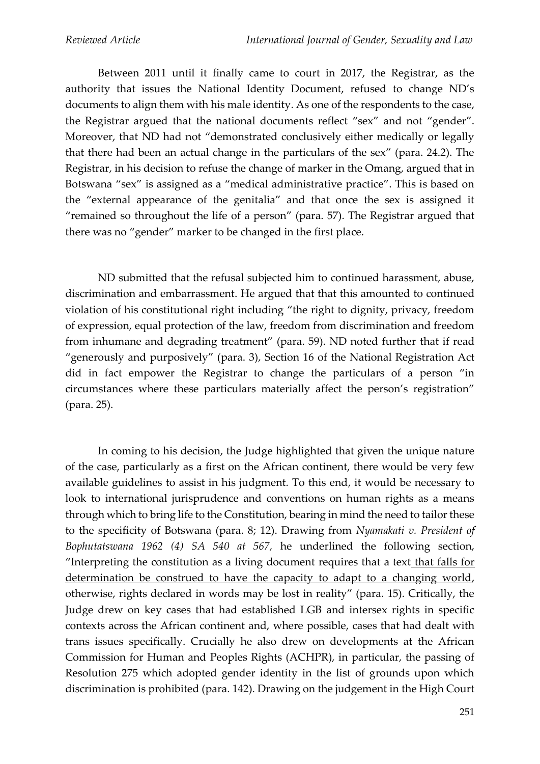Between 2011 until it finally came to court in 2017, the Registrar, as the authority that issues the National Identity Document, refused to change ND's documents to align them with his male identity. As one of the respondents to the case, the Registrar argued that the national documents reflect "sex" and not "gender". Moreover, that ND had not "demonstrated conclusively either medically or legally that there had been an actual change in the particulars of the sex" (para. 24.2). The Registrar, in his decision to refuse the change of marker in the Omang, argued that in Botswana "sex" is assigned as a "medical administrative practice". This is based on the "external appearance of the genitalia" and that once the sex is assigned it "remained so throughout the life of a person" (para. 57). The Registrar argued that there was no "gender" marker to be changed in the first place.

ND submitted that the refusal subjected him to continued harassment, abuse, discrimination and embarrassment. He argued that that this amounted to continued violation of his constitutional right including "the right to dignity, privacy, freedom of expression, equal protection of the law, freedom from discrimination and freedom from inhumane and degrading treatment" (para. 59). ND noted further that if read "generously and purposively" (para. 3), Section 16 of the National Registration Act did in fact empower the Registrar to change the particulars of a person "in circumstances where these particulars materially affect the person's registration" (para. 25).

In coming to his decision, the Judge highlighted that given the unique nature of the case, particularly as a first on the African continent, there would be very few available guidelines to assist in his judgment. To this end, it would be necessary to look to international jurisprudence and conventions on human rights as a means through which to bring life to the Constitution, bearing in mind the need to tailor these to the specificity of Botswana (para. 8; 12). Drawing from *Nyamakati v. President of Bophutatswana 1962 (4) SA 540 at 567*, he underlined the following section, "Interpreting the constitution as a living document requires that a text <u>that falls for determination be construed to have the capacity to adapt to a changing world</u>, otherwise, rights declared in words may be lost in reality" (para. 15). Critically, the Judge drew on key cases that had established LGB and intersex rights in specific contexts across the African continent and, where possible, cases that had dealt with trans issues specifically. Crucially he also drew on developments at the African Commission for Human and Peoples Rights (ACHPR), in particular, the passing of Resolution 275 which adopted gender identity in the list of grounds upon which discrimination is prohibited (para. 142). Drawing on the judgement in the High Court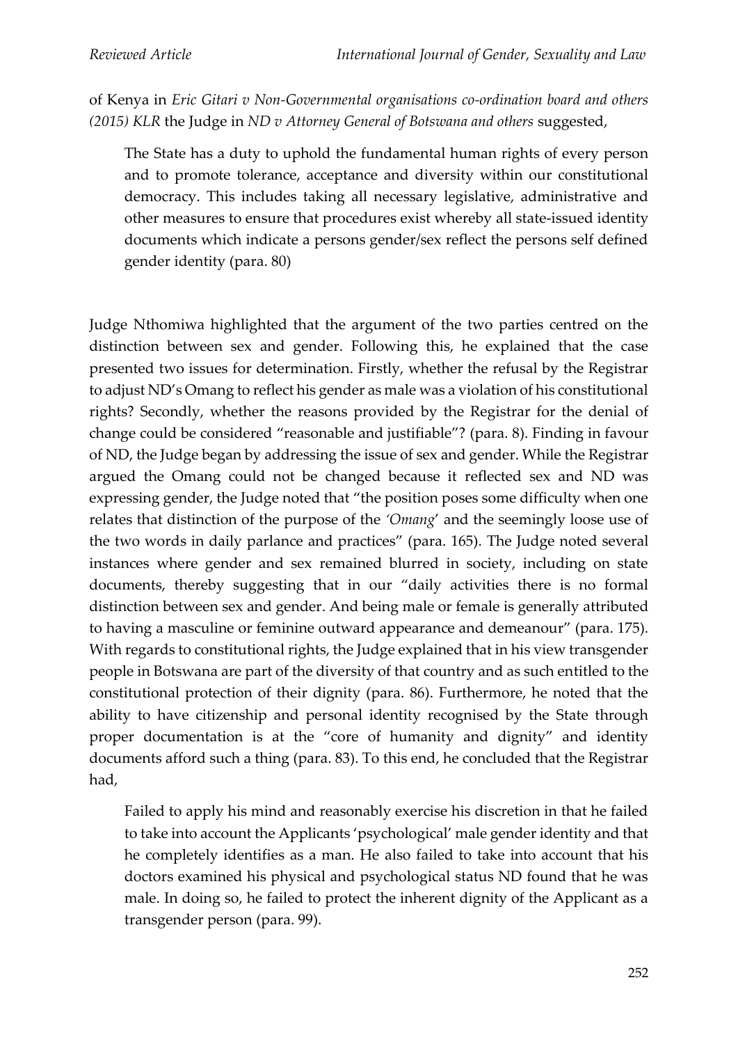of Kenya in *Eric Gitari v Non-Governmental organisations co-ordination board and others (2015) KLR* the Judge in *ND v Attorney General of Botswana and others* suggested,

> The State has a duty to uphold the fundamental human rights of every person and to promote tolerance, acceptance and diversity within our constitutional democracy. This includes taking all necessary legislative, administrative and other measures to ensure that procedures exist whereby all state-issued identity documents which indicate a persons gender/sex reflect the persons self defined gender identity (para. 80)

Judge Nthomiwa highlighted that the argument of the two parties centred on the distinction between sex and gender. Following this, he explained that the case presented two issues for determination. Firstly, whether the refusal by the Registrar to adjust ND's Omang to reflect his gender as male was a violation of his constitutional rights? Secondly, whether the reasons provided by the Registrar for the denial of change could be considered "reasonable and justifiable"? (para. 8). Finding in favour of ND, the Judge began by addressing the issue of sex and gender. While the Registrar argued the Omang could not be changed because it reflected sex and ND was expressing gender, the Judge noted that "the position poses some difficulty when one relates that distinction of the purpose of the *'Omang'* and the seemingly loose use of the two words in daily parlance and practices" (para. 165). The Judge noted several instances where gender and sex remained blurred in society, including on state documents, thereby suggesting that in our "daily activities there is no formal distinction between sex and gender. And being male or female is generally attributed to having a masculine or feminine outward appearance and demeanour" (para. 175). With regards to constitutional rights, the Judge explained that in his view transgender people in Botswana are part of the diversity of that country and as such entitled to the constitutional protection of their dignity (para. 86). Furthermore, he noted that the ability to have citizenship and personal identity recognised by the State through proper documentation is at the "core of humanity and dignity" and identity documents afford such a thing (para. 83). To this end, he concluded that the Registrar had,

> Failed to apply his mind and reasonably exercise his discretion in that he failed to take into account the Applicants 'psychological' male gender identity and that he completely identifies as a man. He also failed to take into account that his doctors examined his physical and psychological status ND found that he was male. In doing so, he failed to protect the inherent dignity of the Applicant as a transgender person (para. 99).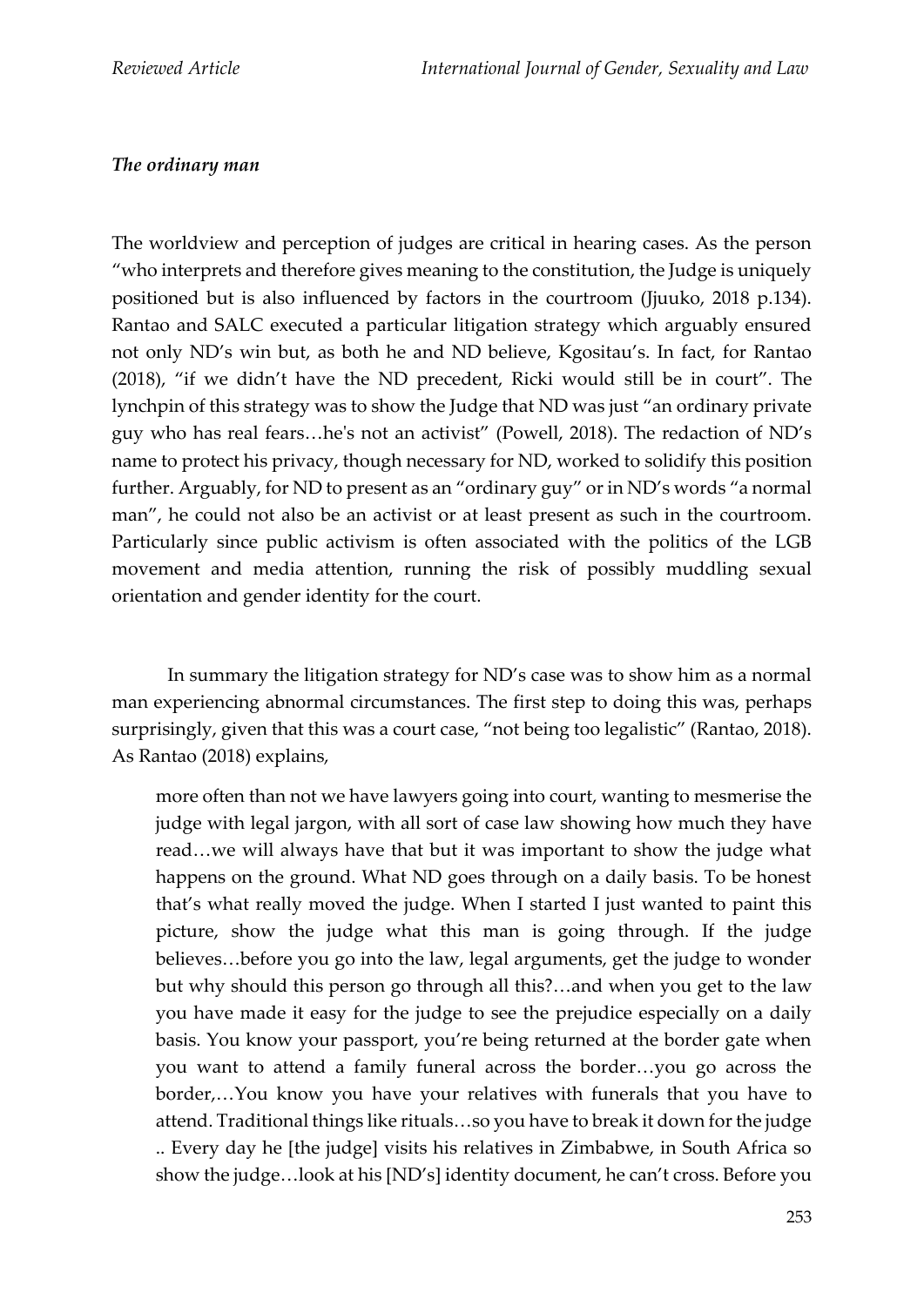***The ordinary man***

The worldview and perception of judges are critical in hearing cases. As the person "who interprets and therefore gives meaning to the constitution, the Judge is uniquely positioned but is also influenced by factors in the courtroom (Jjuuko, 2018 p.134). Rantao and SALC executed a particular litigation strategy which arguably ensured not only ND's win but, as both he and ND believe, Kgositau's. In fact, for Rantao (2018), "if we didn't have the ND precedent, Ricki would still be in court". The lynchpin of this strategy was to show the Judge that ND was just "an ordinary private guy who has real fears…he's not an activist" (Powell, 2018). The redaction of ND's name to protect his privacy, though necessary for ND, worked to solidify this position further. Arguably, for ND to present as an "ordinary guy" or in ND's words "a normal man", he could not also be an activist or at least present as such in the courtroom. Particularly since public activism is often associated with the politics of the LGB movement and media attention, running the risk of possibly muddling sexual orientation and gender identity for the court.

In summary the litigation strategy for ND's case was to show him as a normal man experiencing abnormal circumstances. The first step to doing this was, perhaps surprisingly, given that this was a court case, "not being too legalistic" (Rantao, 2018). As Rantao (2018) explains,

> more often than not we have lawyers going into court, wanting to mesmerise the judge with legal jargon, with all sort of case law showing how much they have read…we will always have that but it was important to show the judge what happens on the ground. What ND goes through on a daily basis. To be honest that's what really moved the judge. When I started I just wanted to paint this picture, show the judge what this man is going through. If the judge believes…before you go into the law, legal arguments, get the judge to wonder but why should this person go through all this?…and when you get to the law you have made it easy for the judge to see the prejudice especially on a daily basis. You know your passport, you're being returned at the border gate when you want to attend a family funeral across the border…you go across the border,…You know you have your relatives with funerals that you have to attend. Traditional things like rituals…so you have to break it down for the judge .. Every day he [the judge] visits his relatives in Zimbabwe, in South Africa so show the judge…look at his [ND's] identity document, he can't cross. Before you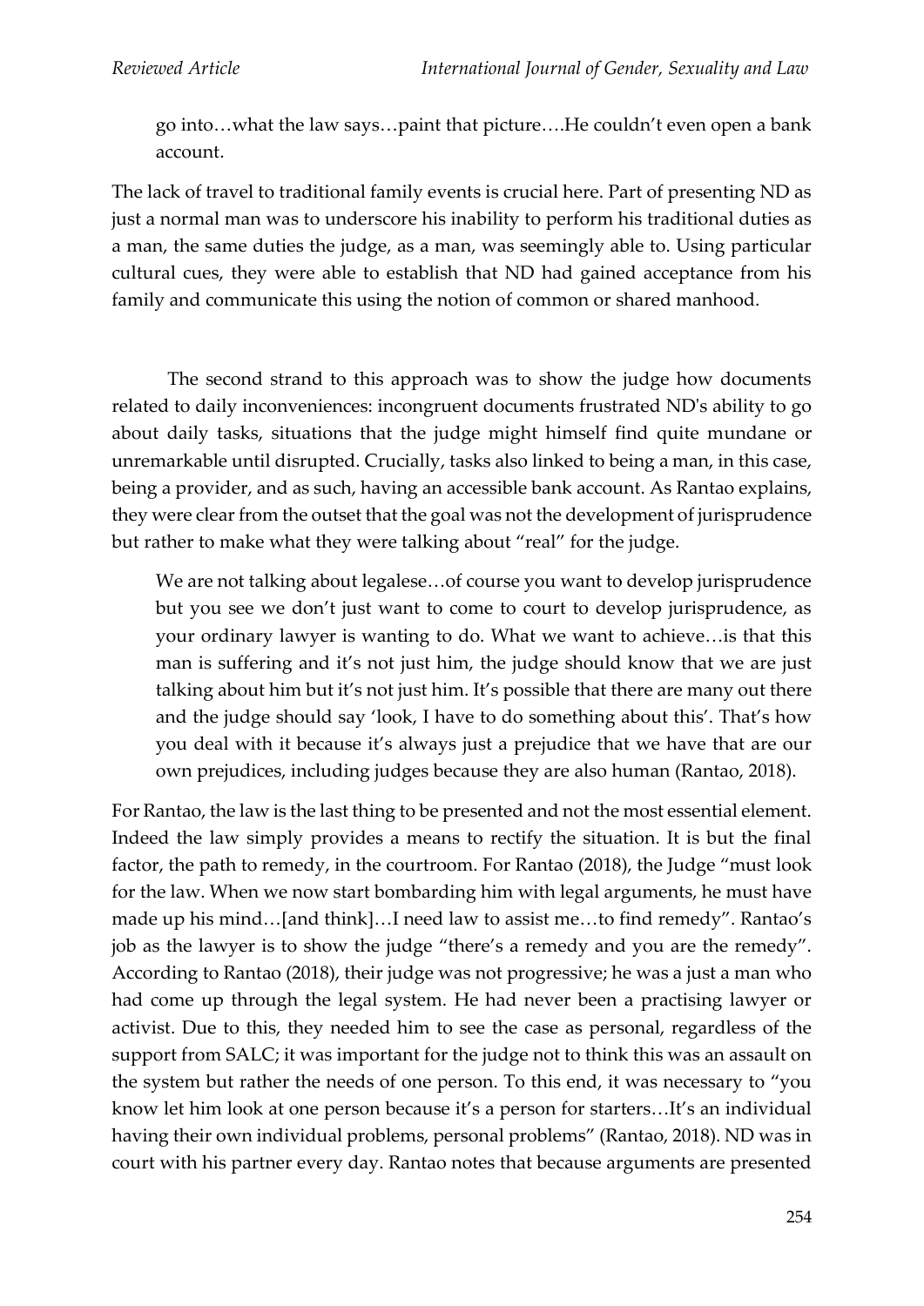go into…what the law says…paint that picture….He couldn't even open a bank account.

The lack of travel to traditional family events is crucial here. Part of presenting ND as just a normal man was to underscore his inability to perform his traditional duties as a man, the same duties the judge, as a man, was seemingly able to. Using particular cultural cues, they were able to establish that ND had gained acceptance from his family and communicate this using the notion of common or shared manhood.

The second strand to this approach was to show the judge how documents related to daily inconveniences: incongruent documents frustrated ND's ability to go about daily tasks, situations that the judge might himself find quite mundane or unremarkable until disrupted. Crucially, tasks also linked to being a man, in this case, being a provider, and as such, having an accessible bank account. As Rantao explains, they were clear from the outset that the goal was not the development of jurisprudence but rather to make what they were talking about "real" for the judge.

> We are not talking about legalese…of course you want to develop jurisprudence but you see we don't just want to come to court to develop jurisprudence, as your ordinary lawyer is wanting to do. What we want to achieve…is that this man is suffering and it's not just him, the judge should know that we are just talking about him but it's not just him. It's possible that there are many out there and the judge should say 'look, I have to do something about this'. That's how you deal with it because it's always just a prejudice that we have that are our own prejudices, including judges because they are also human (Rantao, 2018).

For Rantao, the law is the last thing to be presented and not the most essential element. Indeed the law simply provides a means to rectify the situation. It is but the final factor, the path to remedy, in the courtroom. For Rantao (2018), the Judge "must look for the law. When we now start bombarding him with legal arguments, he must have made up his mind…[and think]…I need law to assist me…to find remedy". Rantao's job as the lawyer is to show the judge "there's a remedy and you are the remedy". According to Rantao (2018), their judge was not progressive; he was a just a man who had come up through the legal system. He had never been a practising lawyer or activist. Due to this, they needed him to see the case as personal, regardless of the support from SALC; it was important for the judge not to think this was an assault on the system but rather the needs of one person. To this end, it was necessary to "you know let him look at one person because it's a person for starters…It's an individual having their own individual problems, personal problems" (Rantao, 2018). ND was in court with his partner every day. Rantao notes that because arguments are presented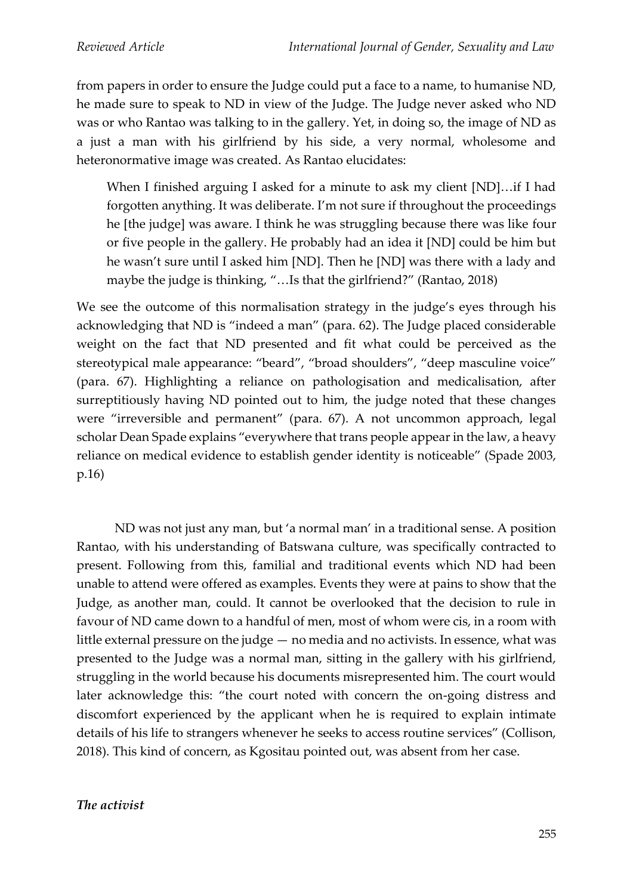from papers in order to ensure the Judge could put a face to a name, to humanise ND, he made sure to speak to ND in view of the Judge. The Judge never asked who ND was or who Rantao was talking to in the gallery. Yet, in doing so, the image of ND as a just a man with his girlfriend by his side, a very normal, wholesome and heteronormative image was created. As Rantao elucidates:

> When I finished arguing I asked for a minute to ask my client [ND]…if I had forgotten anything. It was deliberate. I'm not sure if throughout the proceedings he [the judge] was aware. I think he was struggling because there was like four or five people in the gallery. He probably had an idea it [ND] could be him but he wasn't sure until I asked him [ND]. Then he [ND] was there with a lady and maybe the judge is thinking, "…Is that the girlfriend?" (Rantao, 2018)

We see the outcome of this normalisation strategy in the judge's eyes through his acknowledging that ND is "indeed a man" (para. 62). The Judge placed considerable weight on the fact that ND presented and fit what could be perceived as the stereotypical male appearance: "beard", "broad shoulders", "deep masculine voice" (para. 67). Highlighting a reliance on pathologisation and medicalisation, after surreptitiously having ND pointed out to him, the judge noted that these changes were "irreversible and permanent" (para. 67). A not uncommon approach, legal scholar Dean Spade explains "everywhere that trans people appear in the law, a heavy reliance on medical evidence to establish gender identity is noticeable" (Spade 2003, p.16)

ND was not just any man, but 'a normal man' in a traditional sense. A position Rantao, with his understanding of Batswana culture, was specifically contracted to present. Following from this, familial and traditional events which ND had been unable to attend were offered as examples. Events they were at pains to show that the Judge, as another man, could. It cannot be overlooked that the decision to rule in favour of ND came down to a handful of men, most of whom were cis, in a room with little external pressure on the judge — no media and no activists. In essence, what was presented to the Judge was a normal man, sitting in the gallery with his girlfriend, struggling in the world because his documents misrepresented him. The court would later acknowledge this: "the court noted with concern the on-going distress and discomfort experienced by the applicant when he is required to explain intimate details of his life to strangers whenever he seeks to access routine services" (Collison, 2018). This kind of concern, as Kgositau pointed out, was absent from her case.

### *The activist*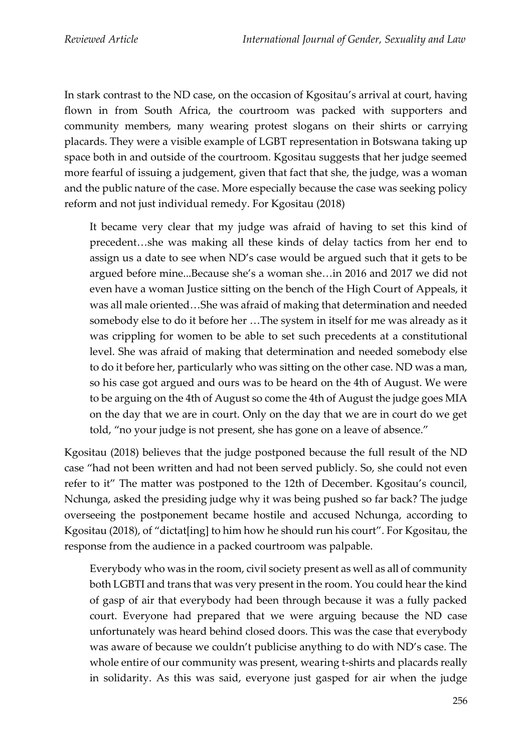In stark contrast to the ND case, on the occasion of Kgositau's arrival at court, having flown in from South Africa, the courtroom was packed with supporters and community members, many wearing protest slogans on their shirts or carrying placards. They were a visible example of LGBT representation in Botswana taking up space both in and outside of the courtroom. Kgositau suggests that her judge seemed more fearful of issuing a judgement, given that fact that she, the judge, was a woman and the public nature of the case. More especially because the case was seeking policy reform and not just individual remedy. For Kgositau (2018)

> It became very clear that my judge was afraid of having to set this kind of precedent…she was making all these kinds of delay tactics from her end to assign us a date to see when ND's case would be argued such that it gets to be argued before mine...Because she's a woman she…in 2016 and 2017 we did not even have a woman Justice sitting on the bench of the High Court of Appeals, it was all male oriented…She was afraid of making that determination and needed somebody else to do it before her …The system in itself for me was already as it was crippling for women to be able to set such precedents at a constitutional level. She was afraid of making that determination and needed somebody else to do it before her, particularly who was sitting on the other case. ND was a man, so his case got argued and ours was to be heard on the 4th of August. We were to be arguing on the 4th of August so come the 4th of August the judge goes MIA on the day that we are in court. Only on the day that we are in court do we get told, "no your judge is not present, she has gone on a leave of absence."

Kgositau (2018) believes that the judge postponed because the full result of the ND case "had not been written and had not been served publicly. So, she could not even refer to it" The matter was postponed to the 12th of December. Kgositau's council, Nchunga, asked the presiding judge why it was being pushed so far back? The judge overseeing the postponement became hostile and accused Nchunga, according to Kgositau (2018), of "dictat[ing] to him how he should run his court". For Kgositau, the response from the audience in a packed courtroom was palpable.

> Everybody who was in the room, civil society present as well as all of community both LGBTI and trans that was very present in the room. You could hear the kind of gasp of air that everybody had been through because it was a fully packed court. Everyone had prepared that we were arguing because the ND case unfortunately was heard behind closed doors. This was the case that everybody was aware of because we couldn't publicise anything to do with ND's case. The whole entire of our community was present, wearing t-shirts and placards really in solidarity. As this was said, everyone just gasped for air when the judge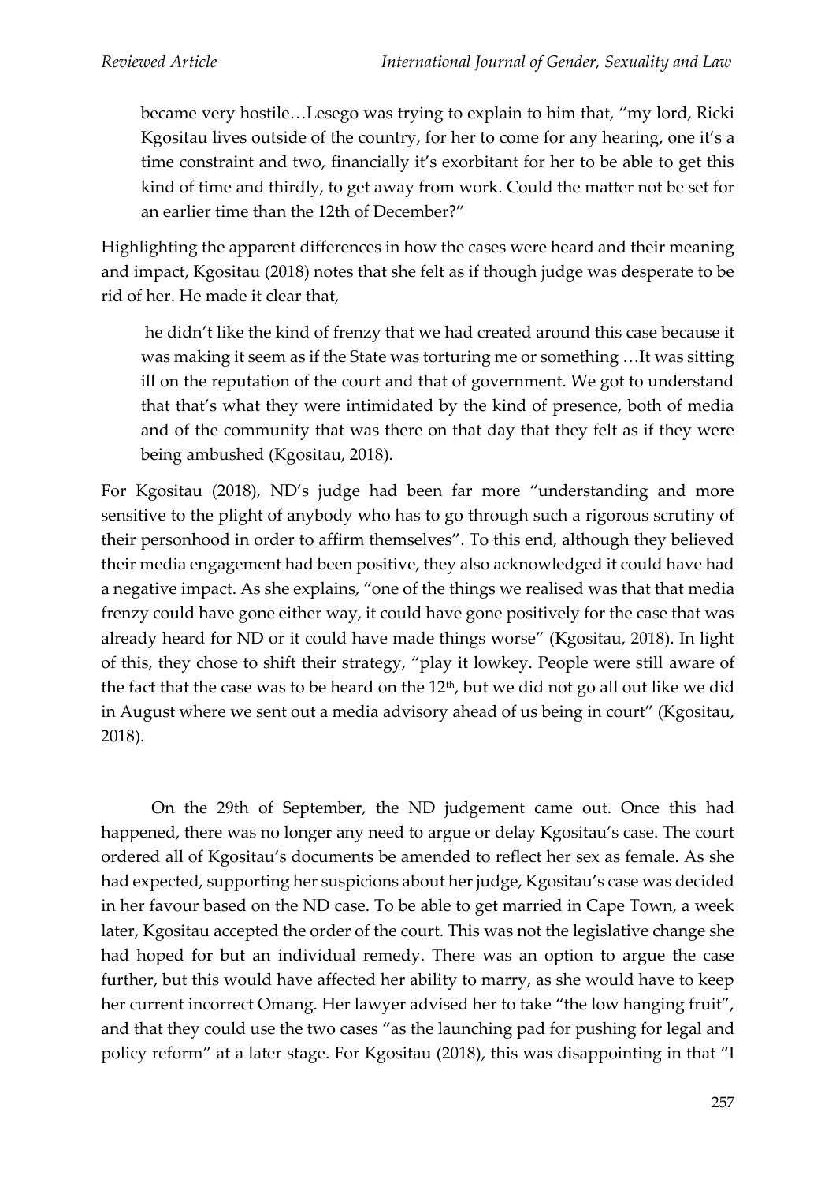> became very hostile…Lesego was trying to explain to him that, "my lord, Ricki Kgositau lives outside of the country, for her to come for any hearing, one it's a time constraint and two, financially it's exorbitant for her to be able to get this kind of time and thirdly, to get away from work. Could the matter not be set for an earlier time than the 12th of December?"

Highlighting the apparent differences in how the cases were heard and their meaning and impact, Kgositau (2018) notes that she felt as if though judge was desperate to be rid of her. He made it clear that,

> he didn't like the kind of frenzy that we had created around this case because it was making it seem as if the State was torturing me or something …It was sitting ill on the reputation of the court and that of government. We got to understand that that's what they were intimidated by the kind of presence, both of media and of the community that was there on that day that they felt as if they were being ambushed (Kgositau, 2018).

For Kgositau (2018), ND's judge had been far more "understanding and more sensitive to the plight of anybody who has to go through such a rigorous scrutiny of their personhood in order to affirm themselves". To this end, although they believed their media engagement had been positive, they also acknowledged it could have had a negative impact. As she explains, "one of the things we realised was that that media frenzy could have gone either way, it could have gone positively for the case that was already heard for ND or it could have made things worse" (Kgositau, 2018). In light of this, they chose to shift their strategy, "play it lowkey. People were still aware of the fact that the case was to be heard on the 12th, but we did not go all out like we did in August where we sent out a media advisory ahead of us being in court" (Kgositau, 2018).

On the 29th of September, the ND judgement came out. Once this had happened, there was no longer any need to argue or delay Kgositau's case. The court ordered all of Kgositau's documents be amended to reflect her sex as female. As she had expected, supporting her suspicions about her judge, Kgositau's case was decided in her favour based on the ND case. To be able to get married in Cape Town, a week later, Kgositau accepted the order of the court. This was not the legislative change she had hoped for but an individual remedy. There was an option to argue the case further, but this would have affected her ability to marry, as she would have to keep her current incorrect Omang. Her lawyer advised her to take "the low hanging fruit", and that they could use the two cases "as the launching pad for pushing for legal and policy reform" at a later stage. For Kgositau (2018), this was disappointing in that "I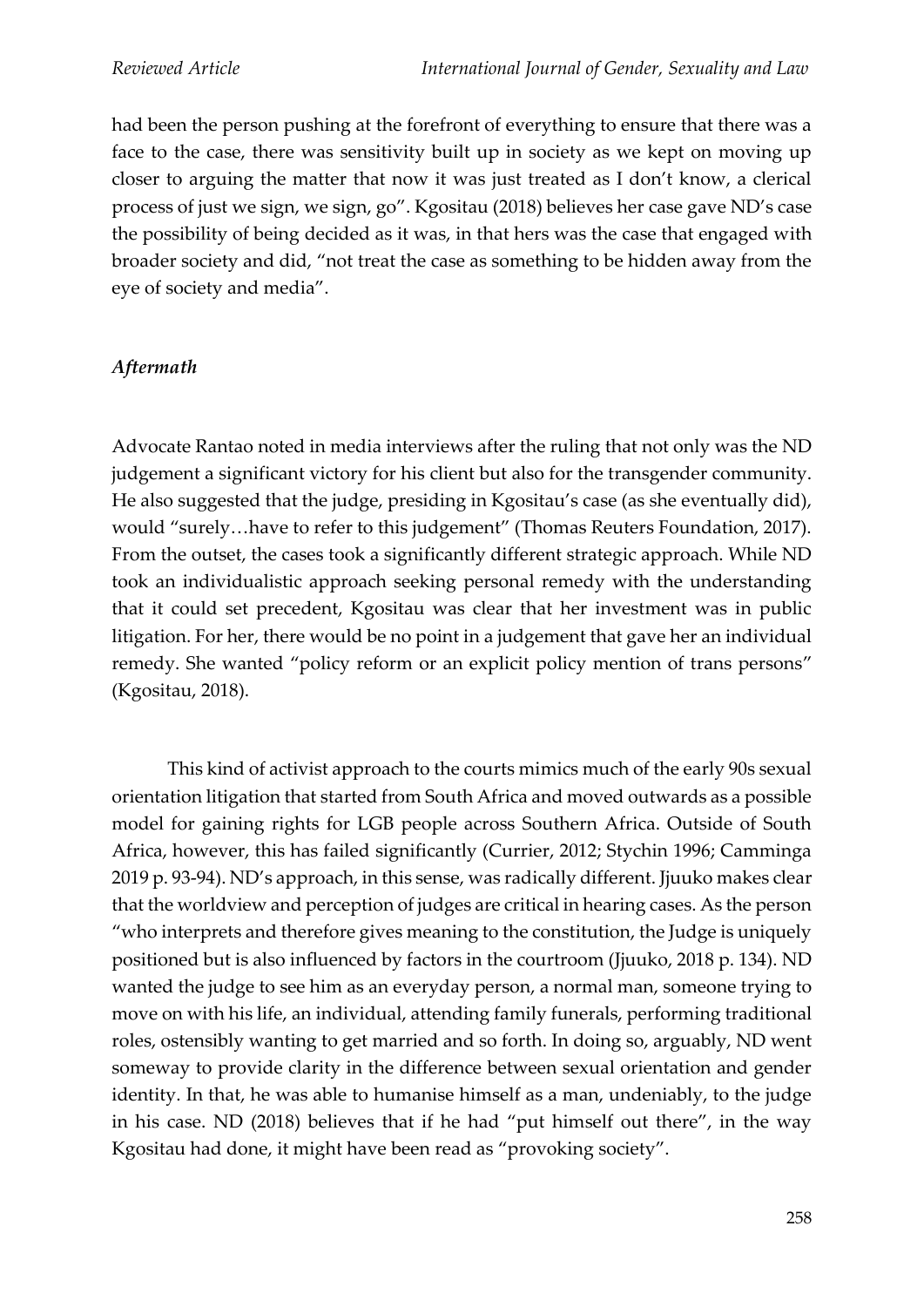had been the person pushing at the forefront of everything to ensure that there was a face to the case, there was sensitivity built up in society as we kept on moving up closer to arguing the matter that now it was just treated as I don't know, a clerical process of just we sign, we sign, go". Kgositau (2018) believes her case gave ND's case the possibility of being decided as it was, in that hers was the case that engaged with broader society and did, "not treat the case as something to be hidden away from the eye of society and media".

### *Aftermath*

Advocate Rantao noted in media interviews after the ruling that not only was the ND judgement a significant victory for his client but also for the transgender community. He also suggested that the judge, presiding in Kgositau's case (as she eventually did), would "surely…have to refer to this judgement" (Thomas Reuters Foundation, 2017). From the outset, the cases took a significantly different strategic approach. While ND took an individualistic approach seeking personal remedy with the understanding that it could set precedent, Kgositau was clear that her investment was in public litigation. For her, there would be no point in a judgement that gave her an individual remedy. She wanted "policy reform or an explicit policy mention of trans persons" (Kgositau, 2018).

This kind of activist approach to the courts mimics much of the early 90s sexual orientation litigation that started from South Africa and moved outwards as a possible model for gaining rights for LGB people across Southern Africa. Outside of South Africa, however, this has failed significantly (Currier, 2012; Stychin 1996; Camminga 2019 p. 93-94). ND's approach, in this sense, was radically different. Jjuuko makes clear that the worldview and perception of judges are critical in hearing cases. As the person "who interprets and therefore gives meaning to the constitution, the Judge is uniquely positioned but is also influenced by factors in the courtroom (Jjuuko, 2018 p. 134). ND wanted the judge to see him as an everyday person, a normal man, someone trying to move on with his life, an individual, attending family funerals, performing traditional roles, ostensibly wanting to get married and so forth. In doing so, arguably, ND went someway to provide clarity in the difference between sexual orientation and gender identity. In that, he was able to humanise himself as a man, undeniably, to the judge in his case. ND (2018) believes that if he had "put himself out there", in the way Kgositau had done, it might have been read as "provoking society".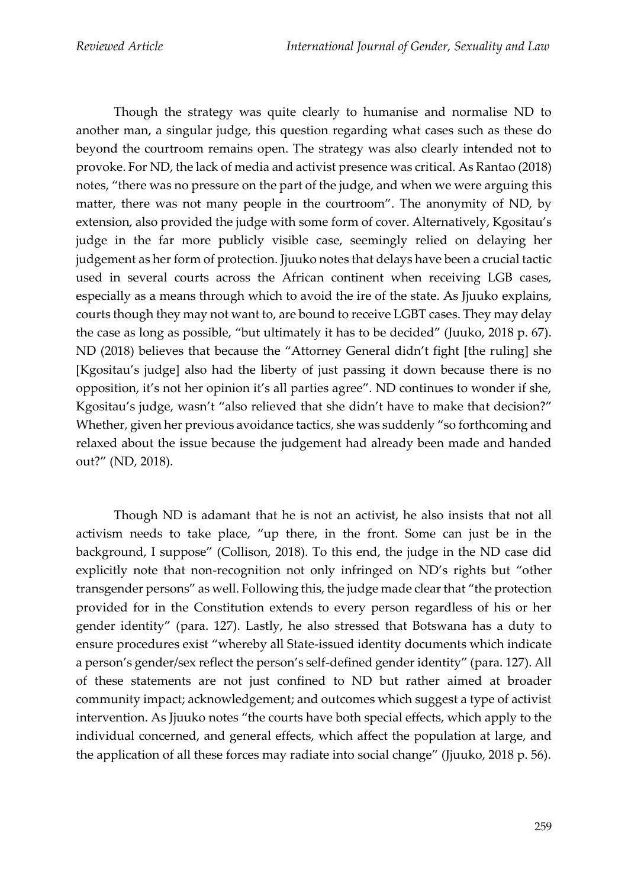Though the strategy was quite clearly to humanise and normalise ND to another man, a singular judge, this question regarding what cases such as these do beyond the courtroom remains open. The strategy was also clearly intended not to provoke. For ND, the lack of media and activist presence was critical. As Rantao (2018) notes, "there was no pressure on the part of the judge, and when we were arguing this matter, there was not many people in the courtroom". The anonymity of ND, by extension, also provided the judge with some form of cover. Alternatively, Kgositau's judge in the far more publicly visible case, seemingly relied on delaying her judgement as her form of protection. Jjuuko notes that delays have been a crucial tactic used in several courts across the African continent when receiving LGB cases, especially as a means through which to avoid the ire of the state. As Jjuuko explains, courts though they may not want to, are bound to receive LGBT cases. They may delay the case as long as possible, "but ultimately it has to be decided" (Juuko, 2018 p. 67). ND (2018) believes that because the "Attorney General didn't fight [the ruling] she [Kgositau's judge] also had the liberty of just passing it down because there is no opposition, it's not her opinion it's all parties agree". ND continues to wonder if she, Kgositau's judge, wasn't "also relieved that she didn't have to make that decision?" Whether, given her previous avoidance tactics, she was suddenly "so forthcoming and relaxed about the issue because the judgement had already been made and handed out?" (ND, 2018).

Though ND is adamant that he is not an activist, he also insists that not all activism needs to take place, "up there, in the front. Some can just be in the background, I suppose" (Collison, 2018). To this end, the judge in the ND case did explicitly note that non-recognition not only infringed on ND's rights but "other transgender persons" as well. Following this, the judge made clear that "the protection provided for in the Constitution extends to every person regardless of his or her gender identity" (para. 127). Lastly, he also stressed that Botswana has a duty to ensure procedures exist "whereby all State-issued identity documents which indicate a person's gender/sex reflect the person's self-defined gender identity" (para. 127). All of these statements are not just confined to ND but rather aimed at broader community impact; acknowledgement; and outcomes which suggest a type of activist intervention. As Jjuuko notes "the courts have both special effects, which apply to the individual concerned, and general effects, which affect the population at large, and the application of all these forces may radiate into social change" (Jjuuko, 2018 p. 56).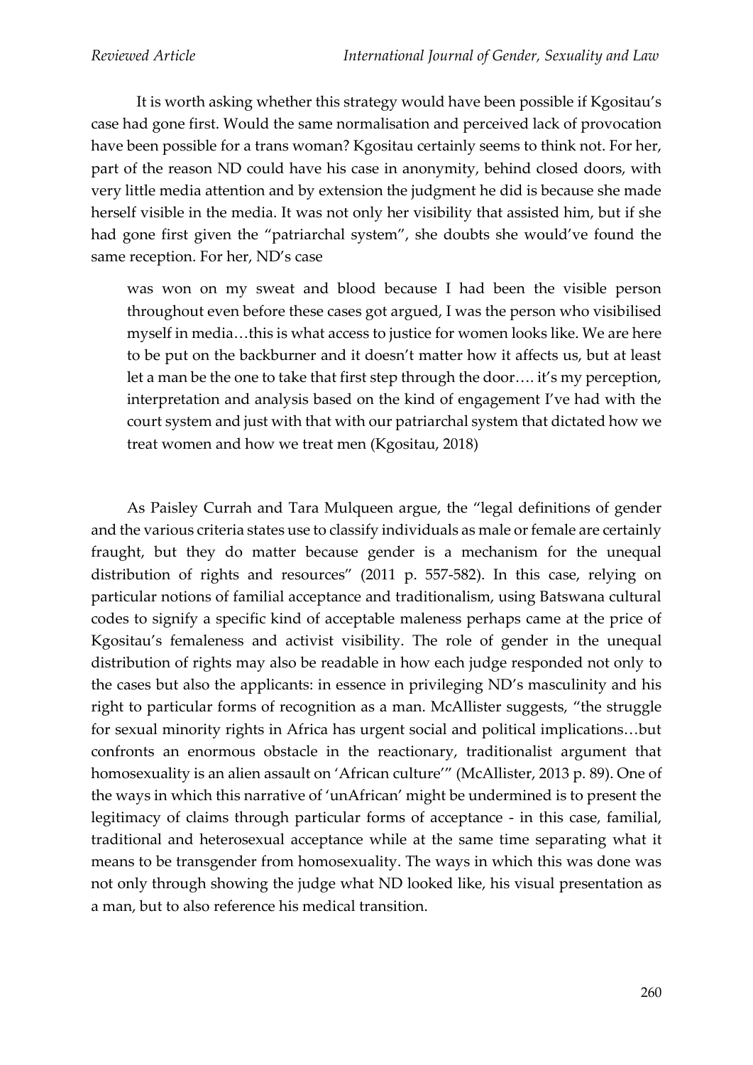It is worth asking whether this strategy would have been possible if Kgositau's case had gone first. Would the same normalisation and perceived lack of provocation have been possible for a trans woman? Kgositau certainly seems to think not. For her, part of the reason ND could have his case in anonymity, behind closed doors, with very little media attention and by extension the judgment he did is because she made herself visible in the media. It was not only her visibility that assisted him, but if she had gone first given the "patriarchal system", she doubts she would've found the same reception. For her, ND's case

> was won on my sweat and blood because I had been the visible person throughout even before these cases got argued, I was the person who visibilised myself in media…this is what access to justice for women looks like. We are here to be put on the backburner and it doesn't matter how it affects us, but at least let a man be the one to take that first step through the door…. it's my perception, interpretation and analysis based on the kind of engagement I've had with the court system and just with that with our patriarchal system that dictated how we treat women and how we treat men (Kgositau, 2018)

As Paisley Currah and Tara Mulqueen argue, the "legal definitions of gender and the various criteria states use to classify individuals as male or female are certainly fraught, but they do matter because gender is a mechanism for the unequal distribution of rights and resources" (2011 p. 557-582). In this case, relying on particular notions of familial acceptance and traditionalism, using Batswana cultural codes to signify a specific kind of acceptable maleness perhaps came at the price of Kgositau's femaleness and activist visibility. The role of gender in the unequal distribution of rights may also be readable in how each judge responded not only to the cases but also the applicants: in essence in privileging ND's masculinity and his right to particular forms of recognition as a man. McAllister suggests, "the struggle for sexual minority rights in Africa has urgent social and political implications…but confronts an enormous obstacle in the reactionary, traditionalist argument that homosexuality is an alien assault on 'African culture'" (McAllister, 2013 p. 89). One of the ways in which this narrative of 'unAfrican' might be undermined is to present the legitimacy of claims through particular forms of acceptance - in this case, familial, traditional and heterosexual acceptance while at the same time separating what it means to be transgender from homosexuality. The ways in which this was done was not only through showing the judge what ND looked like, his visual presentation as a man, but to also reference his medical transition.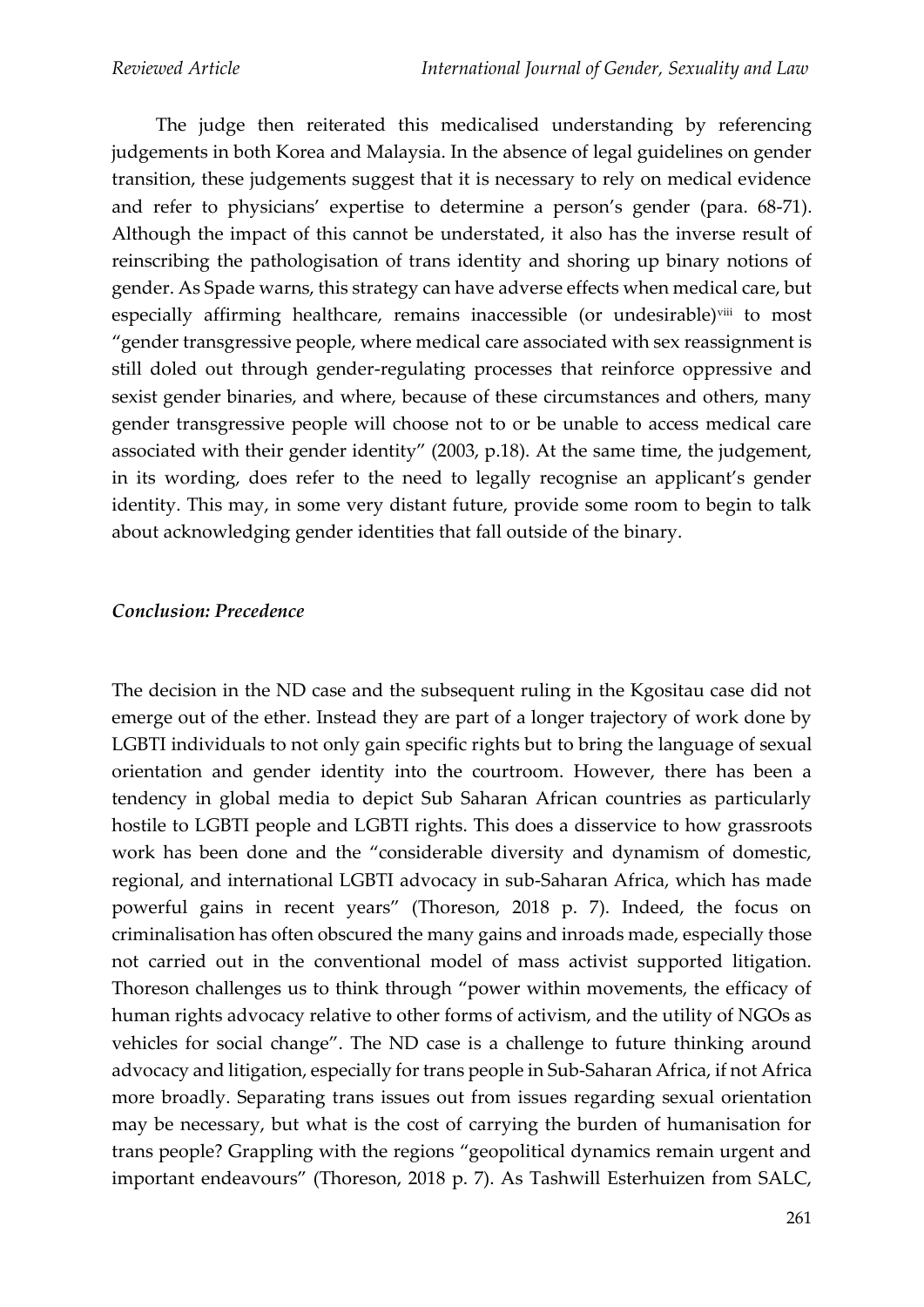The judge then reiterated this medicalised understanding by referencing judgements in both Korea and Malaysia. In the absence of legal guidelines on gender transition, these judgements suggest that it is necessary to rely on medical evidence and refer to physicians' expertise to determine a person's gender (para. 68-71). Although the impact of this cannot be understated, it also has the inverse result of reinscribing the pathologisation of trans identity and shoring up binary notions of gender. As Spade warns, this strategy can have adverse effects when medical care, but especially affirming healthcare, remains inaccessible (or undesirable)[viii] to most "gender transgressive people, where medical care associated with sex reassignment is still doled out through gender-regulating processes that reinforce oppressive and sexist gender binaries, and where, because of these circumstances and others, many gender transgressive people will choose not to or be unable to access medical care associated with their gender identity" (2003, p.18). At the same time, the judgement, in its wording, does refer to the need to legally recognise an applicant's gender identity. This may, in some very distant future, provide some room to begin to talk about acknowledging gender identities that fall outside of the binary.

### *Conclusion: Precedence*

The decision in the ND case and the subsequent ruling in the Kgositau case did not emerge out of the ether. Instead they are part of a longer trajectory of work done by LGBTI individuals to not only gain specific rights but to bring the language of sexual orientation and gender identity into the courtroom. However, there has been a tendency in global media to depict Sub Saharan African countries as particularly hostile to LGBTI people and LGBTI rights. This does a disservice to how grassroots work has been done and the "considerable diversity and dynamism of domestic, regional, and international LGBTI advocacy in sub-Saharan Africa, which has made powerful gains in recent years" (Thoreson, 2018 p. 7). Indeed, the focus on criminalisation has often obscured the many gains and inroads made, especially those not carried out in the conventional model of mass activist supported litigation. Thoreson challenges us to think through "power within movements, the efficacy of human rights advocacy relative to other forms of activism, and the utility of NGOs as vehicles for social change". The ND case is a challenge to future thinking around advocacy and litigation, especially for trans people in Sub-Saharan Africa, if not Africa more broadly. Separating trans issues out from issues regarding sexual orientation may be necessary, but what is the cost of carrying the burden of humanisation for trans people? Grappling with the regions "geopolitical dynamics remain urgent and important endeavours" (Thoreson, 2018 p. 7). As Tashwill Esterhuizen from SALC,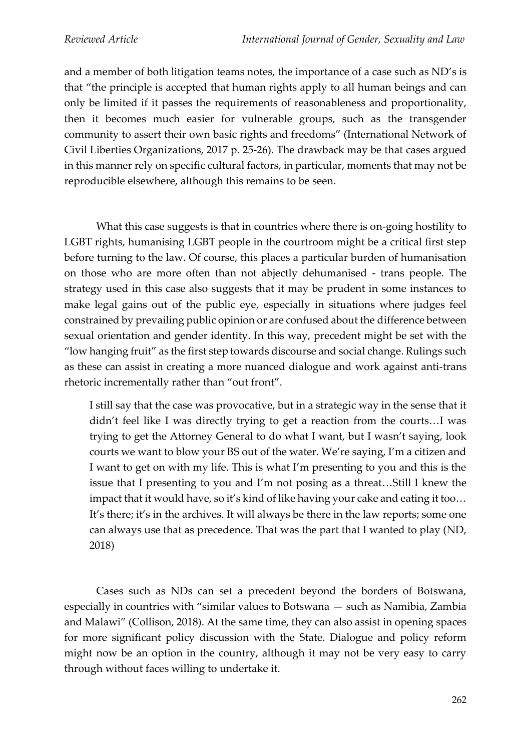and a member of both litigation teams notes, the importance of a case such as ND's is that "the principle is accepted that human rights apply to all human beings and can only be limited if it passes the requirements of reasonableness and proportionality, then it becomes much easier for vulnerable groups, such as the transgender community to assert their own basic rights and freedoms" (International Network of Civil Liberties Organizations, 2017 p. 25-26). The drawback may be that cases argued in this manner rely on specific cultural factors, in particular, moments that may not be reproducible elsewhere, although this remains to be seen.

What this case suggests is that in countries where there is on-going hostility to LGBT rights, humanising LGBT people in the courtroom might be a critical first step before turning to the law. Of course, this places a particular burden of humanisation on those who are more often than not abjectly dehumanised - trans people. The strategy used in this case also suggests that it may be prudent in some instances to make legal gains out of the public eye, especially in situations where judges feel constrained by prevailing public opinion or are confused about the difference between sexual orientation and gender identity. In this way, precedent might be set with the "low hanging fruit" as the first step towards discourse and social change. Rulings such as these can assist in creating a more nuanced dialogue and work against anti-trans rhetoric incrementally rather than "out front".

> I still say that the case was provocative, but in a strategic way in the sense that it didn't feel like I was directly trying to get a reaction from the courts…I was trying to get the Attorney General to do what I want, but I wasn't saying, look courts we want to blow your BS out of the water. We're saying, I'm a citizen and I want to get on with my life. This is what I'm presenting to you and this is the issue that I presenting to you and I'm not posing as a threat…Still I knew the impact that it would have, so it's kind of like having your cake and eating it too… It's there; it's in the archives. It will always be there in the law reports; some one can always use that as precedence. That was the part that I wanted to play (ND, 2018)

Cases such as NDs can set a precedent beyond the borders of Botswana, especially in countries with "similar values to Botswana — such as Namibia, Zambia and Malawi" (Collison, 2018). At the same time, they can also assist in opening spaces for more significant policy discussion with the State. Dialogue and policy reform might now be an option in the country, although it may not be very easy to carry through without faces willing to undertake it.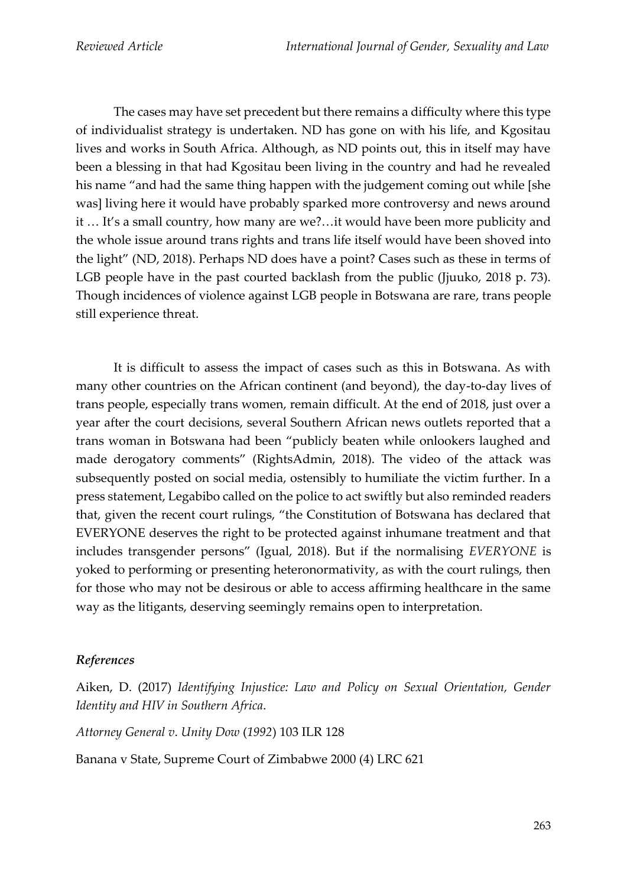The cases may have set precedent but there remains a difficulty where this type of individualist strategy is undertaken. ND has gone on with his life, and Kgositau lives and works in South Africa. Although, as ND points out, this in itself may have been a blessing in that had Kgositau been living in the country and had he revealed his name "and had the same thing happen with the judgement coming out while [she was] living here it would have probably sparked more controversy and news around it … It's a small country, how many are we?…it would have been more publicity and the whole issue around trans rights and trans life itself would have been shoved into the light" (ND, 2018). Perhaps ND does have a point? Cases such as these in terms of LGB people have in the past courted backlash from the public (Jjuuko, 2018 p. 73). Though incidences of violence against LGB people in Botswana are rare, trans people still experience threat.

It is difficult to assess the impact of cases such as this in Botswana. As with many other countries on the African continent (and beyond), the day-to-day lives of trans people, especially trans women, remain difficult. At the end of 2018, just over a year after the court decisions, several Southern African news outlets reported that a trans woman in Botswana had been "publicly beaten while onlookers laughed and made derogatory comments" (RightsAdmin, 2018). The video of the attack was subsequently posted on social media, ostensibly to humiliate the victim further. In a press statement, Legabibo called on the police to act swiftly but also reminded readers that, given the recent court rulings, "the Constitution of Botswana has declared that EVERYONE deserves the right to be protected against inhumane treatment and that includes transgender persons" (Igual, 2018). But if the normalising *EVERYONE* is yoked to performing or presenting heteronormativity, as with the court rulings, then for those who may not be desirous or able to access affirming healthcare in the same way as the litigants, deserving seemingly remains open to interpretation.

### *References*

Aiken, D. (2017) *Identifying Injustice: Law and Policy on Sexual Orientation, Gender Identity and HIV in Southern Africa*.

*Attorney General v. Unity Dow* (*1992*) 103 ILR 128

Banana v State, Supreme Court of Zimbabwe 2000 (4) LRC 621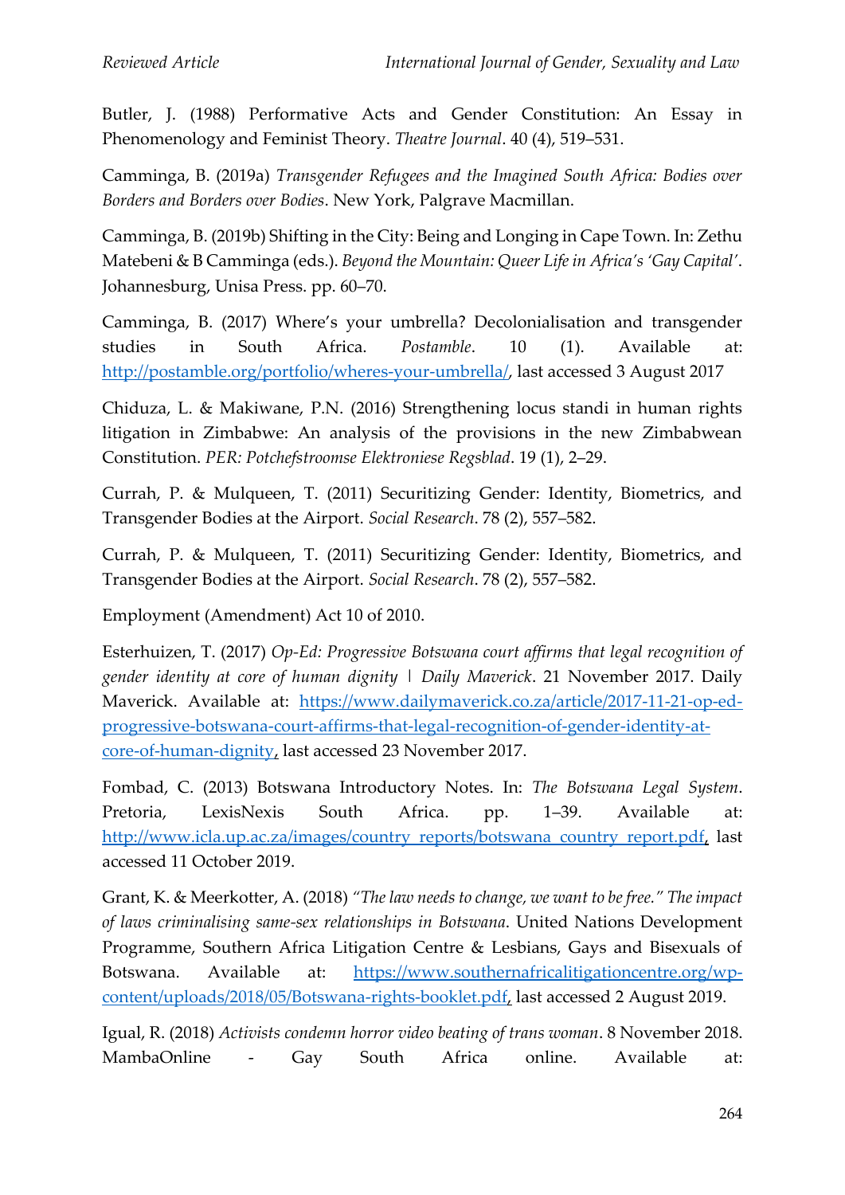Butler, J. (1988) Performative Acts and Gender Constitution: An Essay in Phenomenology and Feminist Theory. *Theatre Journal*. 40 (4), 519–531.

Camminga, B. (2019a) *Transgender Refugees and the Imagined South Africa: Bodies over Borders and Borders over Bodies*. New York, Palgrave Macmillan.

Camminga, B. (2019b) Shifting in the City: Being and Longing in Cape Town. In: Zethu Matebeni & B Camminga (eds.). *Beyond the Mountain: Queer Life in Africa's 'Gay Capital'*. Johannesburg, Unisa Press. pp. 60–70.

Camminga, B. (2017) Where's your umbrella? Decolonialisation and transgender studies in South Africa. *Postamble*. 10 (1). Available at: http://postamble.org/portfolio/wheres-your-umbrella/, last accessed 3 August 2017

Chiduza, L. & Makiwane, P.N. (2016) Strengthening locus standi in human rights litigation in Zimbabwe: An analysis of the provisions in the new Zimbabwean Constitution. *PER: Potchefstroomse Elektroniese Regsblad*. 19 (1), 2–29.

Currah, P. & Mulqueen, T. (2011) Securitizing Gender: Identity, Biometrics, and Transgender Bodies at the Airport. *Social Research*. 78 (2), 557–582.

Currah, P. & Mulqueen, T. (2011) Securitizing Gender: Identity, Biometrics, and Transgender Bodies at the Airport. *Social Research*. 78 (2), 557–582.

Employment (Amendment) Act 10 of 2010.

Esterhuizen, T. (2017) *Op-Ed: Progressive Botswana court affirms that legal recognition of gender identity at core of human dignity | Daily Maverick*. 21 November 2017. Daily Maverick. Available at: https://www.dailymaverick.co.za/article/2017-11-21-op-ed-progressive-botswana-court-affirms-that-legal-recognition-of-gender-identity-at-core-of-human-dignity, last accessed 23 November 2017.

Fombad, C. (2013) Botswana Introductory Notes. In: *The Botswana Legal System*. Pretoria, LexisNexis South Africa. pp. 1–39. Available at: http://www.icla.up.ac.za/images/country_reports/botswana_country_report.pdf, last accessed 11 October 2019.

Grant, K. & Meerkotter, A. (2018) *"The law needs to change, we want to be free." The impact of laws criminalising same-sex relationships in Botswana*. United Nations Development Programme, Southern Africa Litigation Centre & Lesbians, Gays and Bisexuals of Botswana. Available at: https://www.southernafricalitigationcentre.org/wp-content/uploads/2018/05/Botswana-rights-booklet.pdf, last accessed 2 August 2019.

Igual, R. (2018) *Activists condemn horror video beating of trans woman*. 8 November 2018. MambaOnline - Gay South Africa online. Available at: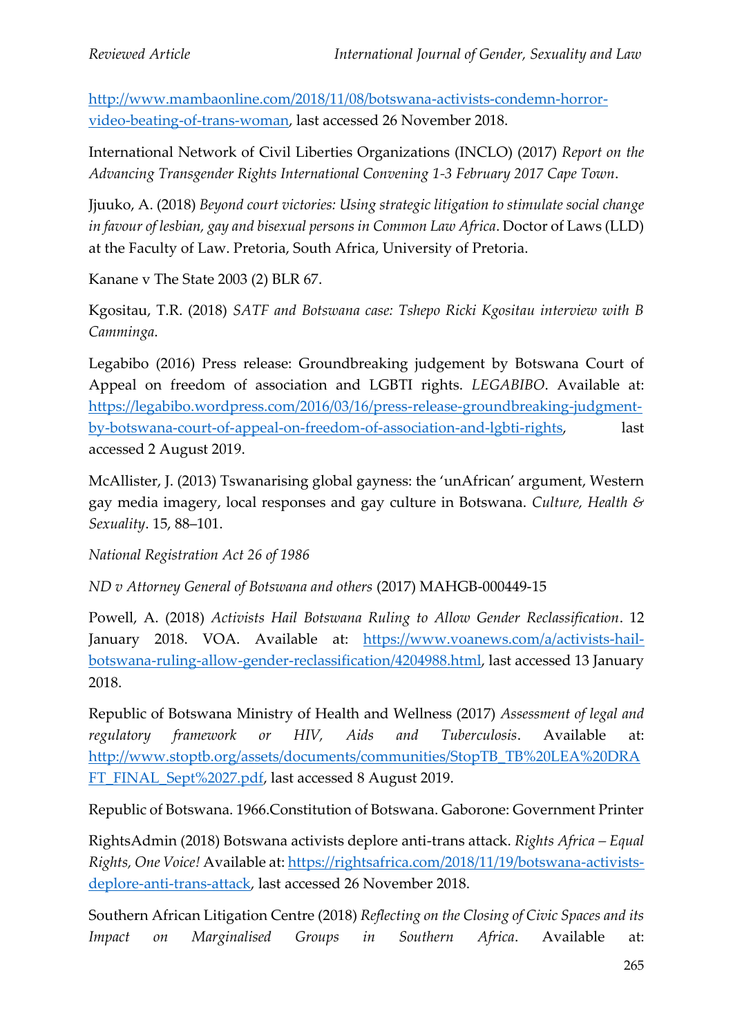http://www.mambaonline.com/2018/11/08/botswana-activists-condemn-horror-video-beating-of-trans-woman, last accessed 26 November 2018.

International Network of Civil Liberties Organizations (INCLO) (2017) *Report on the Advancing Transgender Rights International Convening 1-3 February 2017 Cape Town*.

Jjuuko, A. (2018) *Beyond court victories: Using strategic litigation to stimulate social change in favour of lesbian, gay and bisexual persons in Common Law Africa*. Doctor of Laws (LLD) at the Faculty of Law. Pretoria, South Africa, University of Pretoria.

Kanane v The State 2003 (2) BLR 67.

Kgositau, T.R. (2018) *SATF and Botswana case: Tshepo Ricki Kgositau interview with B Camminga*.

Legabibo (2016) Press release: Groundbreaking judgement by Botswana Court of Appeal on freedom of association and LGBTI rights. *LEGABIBO*. Available at: https://legabibo.wordpress.com/2016/03/16/press-release-groundbreaking-judgment-by-botswana-court-of-appeal-on-freedom-of-association-and-lgbti-rights, last accessed 2 August 2019.

McAllister, J. (2013) Tswanarising global gayness: the 'unAfrican' argument, Western gay media imagery, local responses and gay culture in Botswana. *Culture, Health & Sexuality*. 15, 88–101.

*National Registration Act 26 of 1986*

*ND v Attorney General of Botswana and others* (2017) MAHGB-000449-15

Powell, A. (2018) *Activists Hail Botswana Ruling to Allow Gender Reclassification*. 12 January 2018. VOA. Available at: https://www.voanews.com/a/activists-hail-botswana-ruling-allow-gender-reclassification/4204988.html, last accessed 13 January 2018.

Republic of Botswana Ministry of Health and Wellness (2017) *Assessment of legal and regulatory framework or HIV, Aids and Tuberculosis*. Available at: http://www.stoptb.org/assets/documents/communities/StopTB_TB%20LEA%20DRAFT_FINAL_Sept%2027.pdf, last accessed 8 August 2019.

Republic of Botswana. 1966.Constitution of Botswana. Gaborone: Government Printer

RightsAdmin (2018) Botswana activists deplore anti-trans attack. *Rights Africa – Equal Rights, One Voice!* Available at: https://rightsafrica.com/2018/11/19/botswana-activists-deplore-anti-trans-attack, last accessed 26 November 2018.

Southern African Litigation Centre (2018) *Reflecting on the Closing of Civic Spaces and its Impact on Marginalised Groups in Southern Africa*. Available at: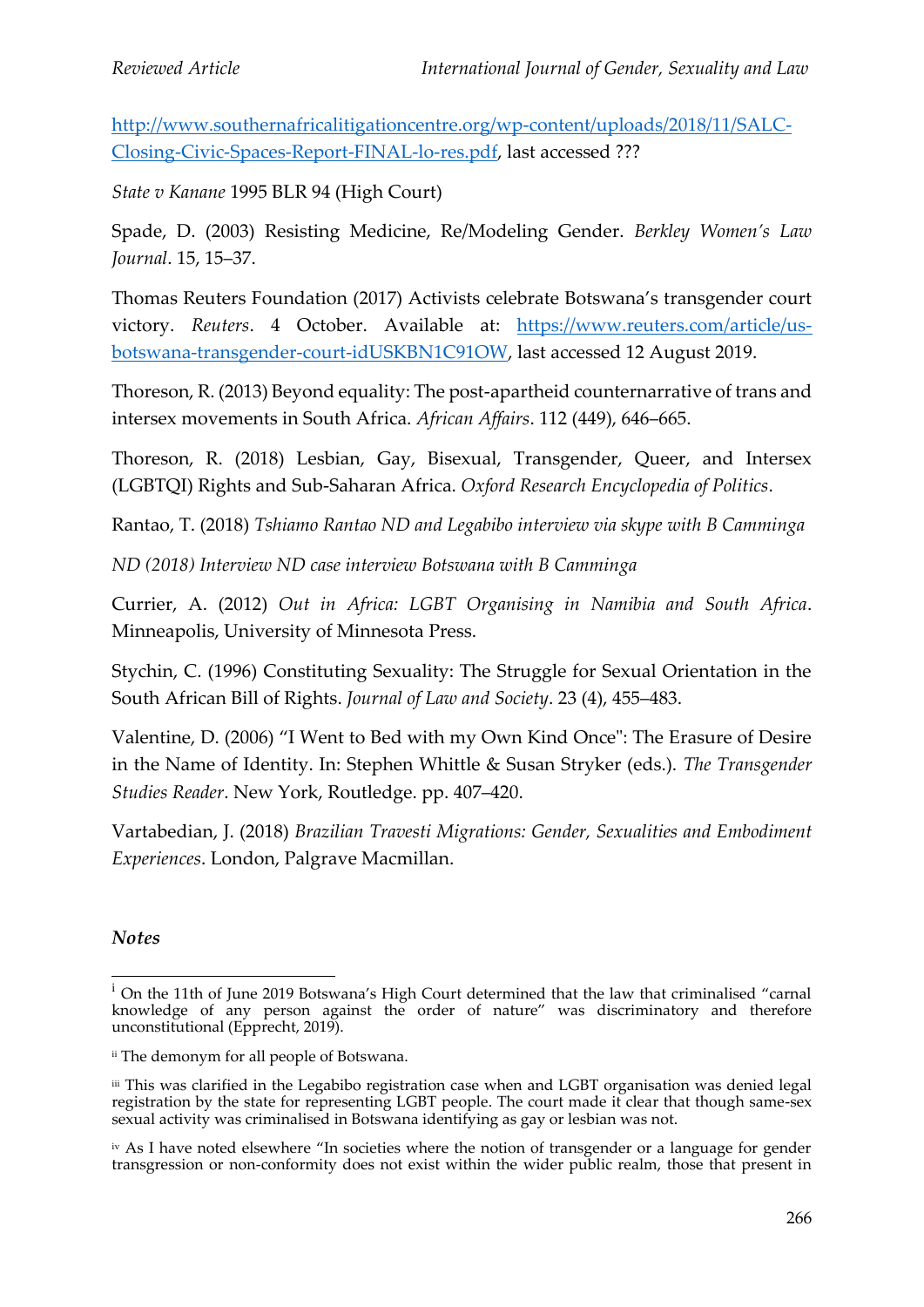http://www.southernafricalitigationcentre.org/wp-content/uploads/2018/11/SALC-Closing-Civic-Spaces-Report-FINAL-lo-res.pdf, last accessed ???

*State v Kanane* 1995 BLR 94 (High Court)

Spade, D. (2003) Resisting Medicine, Re/Modeling Gender. *Berkley Women's Law Journal*. 15, 15–37.

Thomas Reuters Foundation (2017) Activists celebrate Botswana's transgender court victory. *Reuters*. 4 October. Available at: https://www.reuters.com/article/us-botswana-transgender-court-idUSKBN1C91OW, last accessed 12 August 2019.

Thoreson, R. (2013) Beyond equality: The post-apartheid counternarrative of trans and intersex movements in South Africa. *African Affairs*. 112 (449), 646–665.

Thoreson, R. (2018) Lesbian, Gay, Bisexual, Transgender, Queer, and Intersex (LGBTQI) Rights and Sub-Saharan Africa. *Oxford Research Encyclopedia of Politics*.

Rantao, T. (2018) *Tshiamo Rantao ND and Legabibo interview via skype with B Camminga*

*ND (2018) Interview ND case interview Botswana with B Camminga*

Currier, A. (2012) *Out in Africa: LGBT Organising in Namibia and South Africa*. Minneapolis, University of Minnesota Press.

Stychin, C. (1996) Constituting Sexuality: The Struggle for Sexual Orientation in the South African Bill of Rights. *Journal of Law and Society*. 23 (4), 455–483.

Valentine, D. (2006) "I Went to Bed with my Own Kind Once": The Erasure of Desire in the Name of Identity. In: Stephen Whittle & Susan Stryker (eds.). *The Transgender Studies Reader*. New York, Routledge. pp. 407–420.

Vartabedian, J. (2018) *Brazilian Travesti Migrations: Gender, Sexualities and Embodiment Experiences*. London, Palgrave Macmillan.

### *Notes*

[i] On the 11th of June 2019 Botswana's High Court determined that the law that criminalised "carnal knowledge of any person against the order of nature" was discriminatory and therefore unconstitutional (Epprecht, 2019).

[ii] The demonym for all people of Botswana.

[iii] This was clarified in the Legabibo registration case when and LGBT organisation was denied legal registration by the state for representing LGBT people. The court made it clear that though same-sex sexual activity was criminalised in Botswana identifying as gay or lesbian was not.

[iv] As I have noted elsewhere "In societies where the notion of transgender or a language for gender transgression or non-conformity does not exist within the wider public realm, those that present in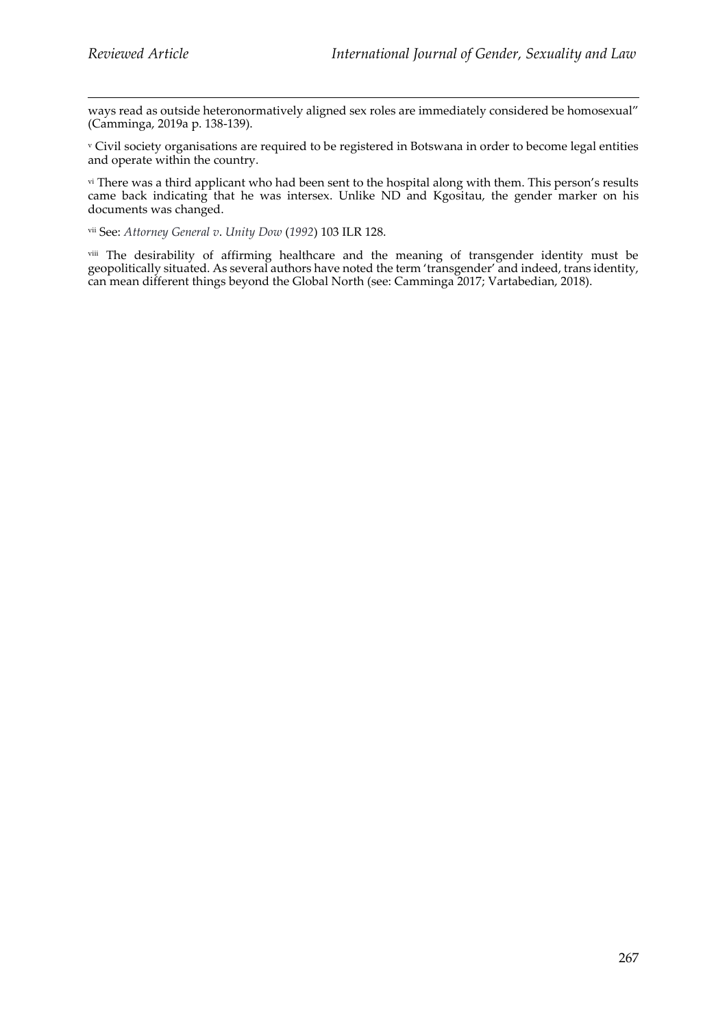ways read as outside heteronormatively aligned sex roles are immediately considered be homosexual" (Camminga, 2019a p. 138-139).

[v] Civil society organisations are required to be registered in Botswana in order to become legal entities and operate within the country.

[vi] There was a third applicant who had been sent to the hospital along with them. This person's results came back indicating that he was intersex. Unlike ND and Kgositau, the gender marker on his documents was changed.

[vii] See: *Attorney General v. Unity Dow* (*1992*) 103 ILR 128.

[viii] The desirability of affirming healthcare and the meaning of transgender identity must be geopolitically situated. As several authors have noted the term 'transgender' and indeed, trans identity, can mean different things beyond the Global North (see: Camminga 2017; Vartabedian, 2018).